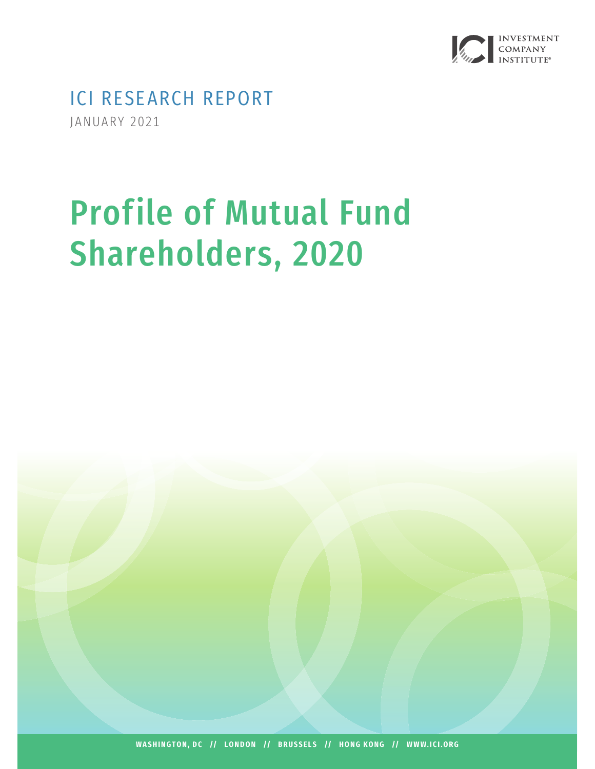INVESTMENT COMPANY INSTITUTE

ICI RESEARCH REPORT

JANUARY 2021

# Profile of Mutual Fund Shareholders, 2020

WASHINGTON, DC // LONDON // BRUSSELS // HONG KONG // WWW.ICI.ORG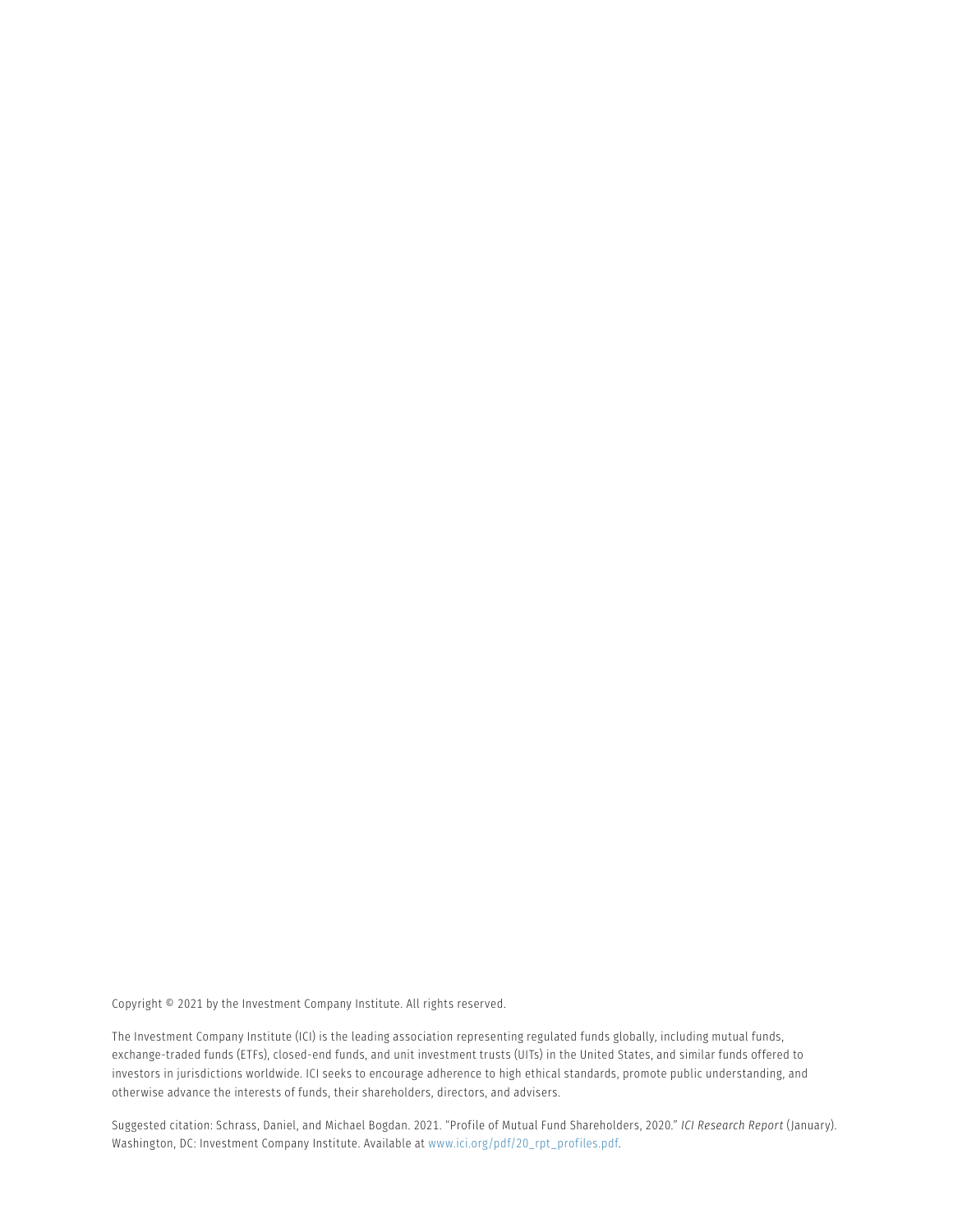Copyright © 2021 by the Investment Company Institute. All rights reserved.

The Investment Company Institute (ICI) is the leading association representing regulated funds globally, including mutual funds, exchange-traded funds (ETFs), closed-end funds, and unit investment trusts (UITs) in the United States, and similar funds offered to investors in jurisdictions worldwide. ICI seeks to encourage adherence to high ethical standards, promote public understanding, and otherwise advance the interests of funds, their shareholders, directors, and advisers.

Suggested citation: Schrass, Daniel, and Michael Bogdan. 2021. "Profile of Mutual Fund Shareholders, 2020." *ICI Research Report* (January). Washington, DC: Investment Company Institute. Available at www.ici.org/pdf/20_rpt_profiles.pdf.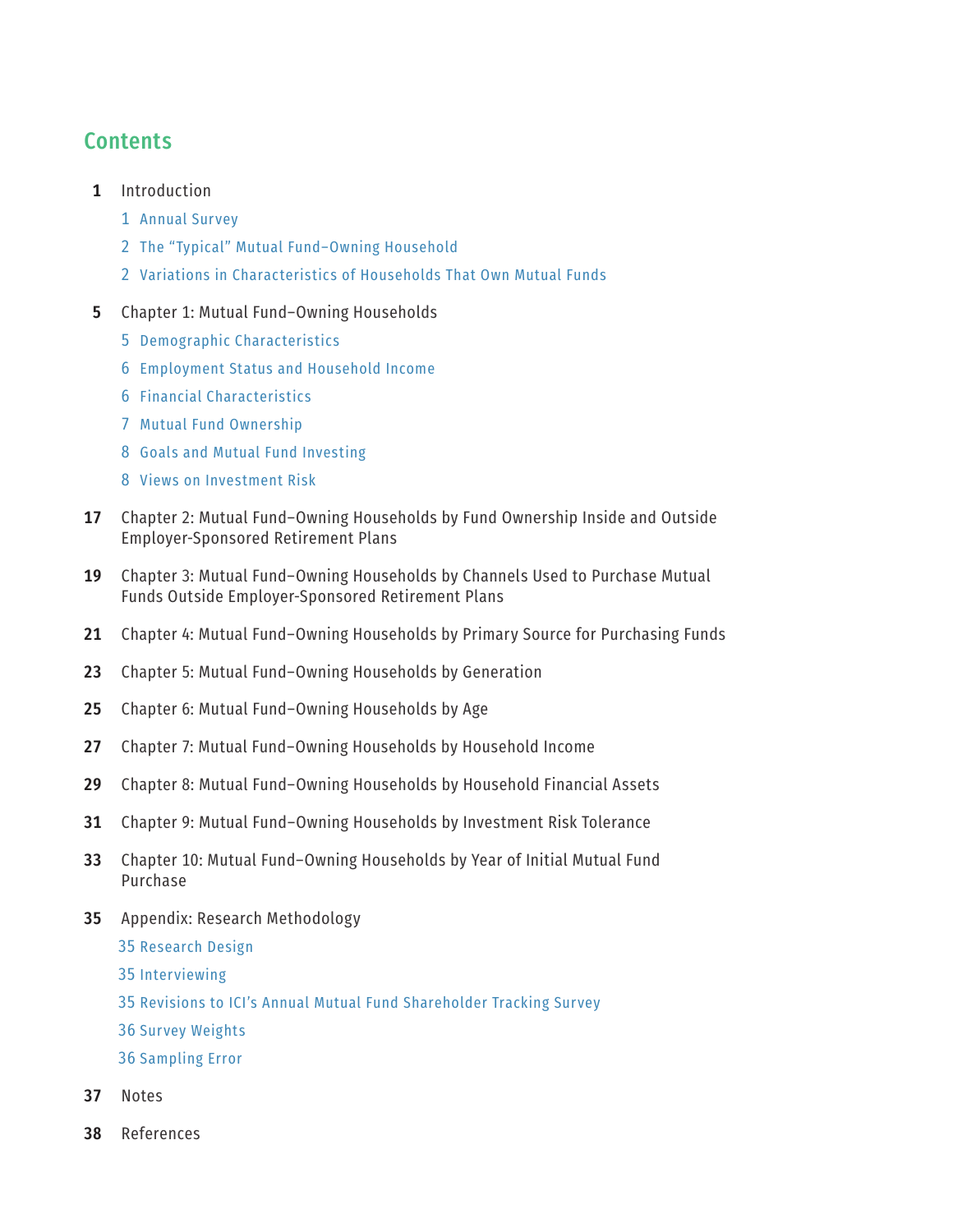# Contents

**1** Introduction

- 1 Annual Survey
- 2 The "Typical" Mutual Fund–Owning Household
- 2 Variations in Characteristics of Households That Own Mutual Funds

**5** Chapter 1: Mutual Fund–Owning Households

- 5 Demographic Characteristics
- 6 Employment Status and Household Income
- 6 Financial Characteristics
- 7 Mutual Fund Ownership
- 8 Goals and Mutual Fund Investing
- 8 Views on Investment Risk

**17** Chapter 2: Mutual Fund–Owning Households by Fund Ownership Inside and Outside Employer-Sponsored Retirement Plans

**19** Chapter 3: Mutual Fund–Owning Households by Channels Used to Purchase Mutual Funds Outside Employer-Sponsored Retirement Plans

**21** Chapter 4: Mutual Fund–Owning Households by Primary Source for Purchasing Funds

**23** Chapter 5: Mutual Fund–Owning Households by Generation

**25** Chapter 6: Mutual Fund–Owning Households by Age

**27** Chapter 7: Mutual Fund–Owning Households by Household Income

**29** Chapter 8: Mutual Fund–Owning Households by Household Financial Assets

**31** Chapter 9: Mutual Fund–Owning Households by Investment Risk Tolerance

**33** Chapter 10: Mutual Fund–Owning Households by Year of Initial Mutual Fund Purchase

**35** Appendix: Research Methodology

- 35 Research Design
- 35 Interviewing
- 35 Revisions to ICI's Annual Mutual Fund Shareholder Tracking Survey
- 36 Survey Weights
- 36 Sampling Error

**37** Notes

**38** References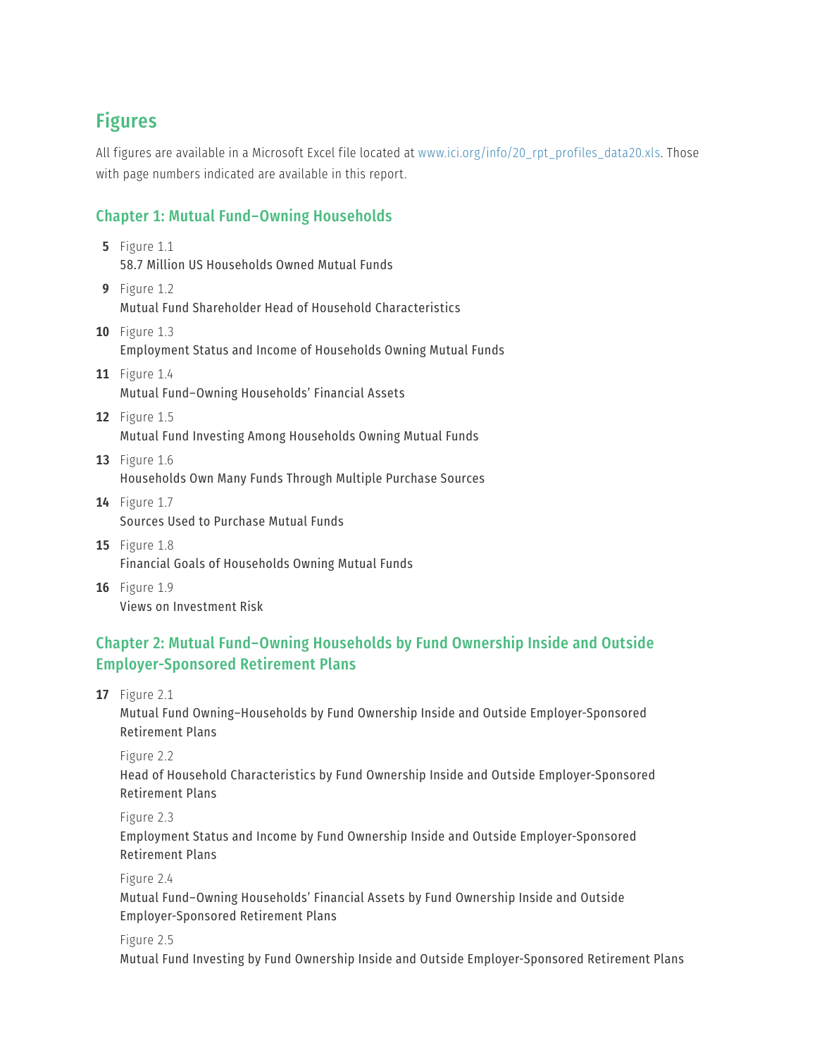# Figures

All figures are available in a Microsoft Excel file located at www.ici.org/info/20_rpt_profiles_data20.xls. Those with page numbers indicated are available in this report.

## Chapter 1: Mutual Fund–Owning Households

**5** Figure 1.1
58.7 Million US Households Owned Mutual Funds

**9** Figure 1.2
Mutual Fund Shareholder Head of Household Characteristics

**10** Figure 1.3
Employment Status and Income of Households Owning Mutual Funds

**11** Figure 1.4
Mutual Fund–Owning Households' Financial Assets

**12** Figure 1.5
Mutual Fund Investing Among Households Owning Mutual Funds

**13** Figure 1.6
Households Own Many Funds Through Multiple Purchase Sources

**14** Figure 1.7
Sources Used to Purchase Mutual Funds

**15** Figure 1.8
Financial Goals of Households Owning Mutual Funds

**16** Figure 1.9
Views on Investment Risk

## Chapter 2: Mutual Fund–Owning Households by Fund Ownership Inside and Outside Employer-Sponsored Retirement Plans

**17** Figure 2.1
Mutual Fund Owning–Households by Fund Ownership Inside and Outside Employer-Sponsored Retirement Plans

Figure 2.2
Head of Household Characteristics by Fund Ownership Inside and Outside Employer-Sponsored Retirement Plans

Figure 2.3
Employment Status and Income by Fund Ownership Inside and Outside Employer-Sponsored Retirement Plans

Figure 2.4
Mutual Fund–Owning Households' Financial Assets by Fund Ownership Inside and Outside Employer-Sponsored Retirement Plans

Figure 2.5
Mutual Fund Investing by Fund Ownership Inside and Outside Employer-Sponsored Retirement Plans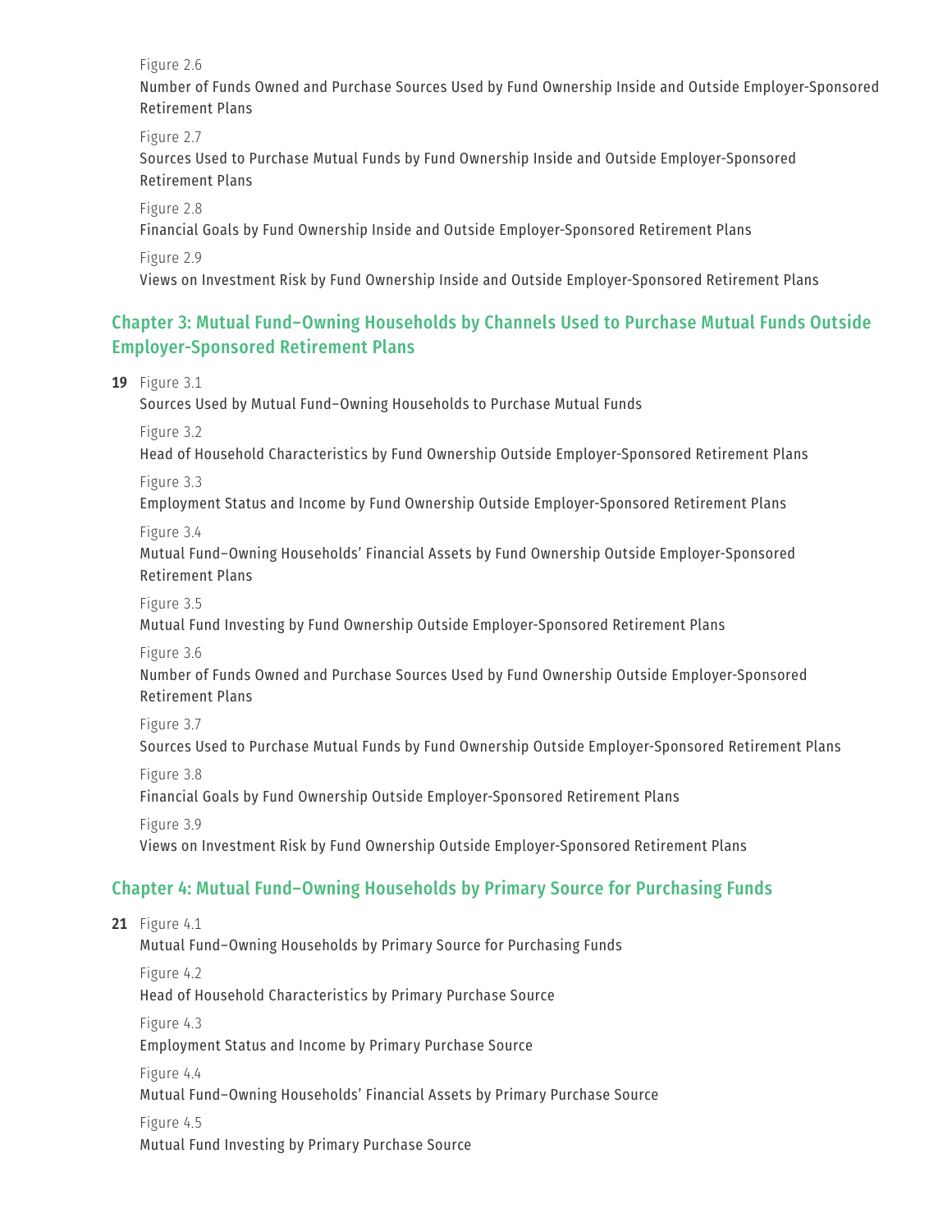Figure 2.6

Number of Funds Owned and Purchase Sources Used by Fund Ownership Inside and Outside Employer-Sponsored Retirement Plans

Figure 2.7

Sources Used to Purchase Mutual Funds by Fund Ownership Inside and Outside Employer-Sponsored Retirement Plans

Figure 2.8

Financial Goals by Fund Ownership Inside and Outside Employer-Sponsored Retirement Plans

Figure 2.9

Views on Investment Risk by Fund Ownership Inside and Outside Employer-Sponsored Retirement Plans

## Chapter 3: Mutual Fund–Owning Households by Channels Used to Purchase Mutual Funds Outside Employer-Sponsored Retirement Plans

**19** Figure 3.1

Sources Used by Mutual Fund–Owning Households to Purchase Mutual Funds

Figure 3.2

Head of Household Characteristics by Fund Ownership Outside Employer-Sponsored Retirement Plans

Figure 3.3

Employment Status and Income by Fund Ownership Outside Employer-Sponsored Retirement Plans

Figure 3.4

Mutual Fund–Owning Households' Financial Assets by Fund Ownership Outside Employer-Sponsored Retirement Plans

Figure 3.5

Mutual Fund Investing by Fund Ownership Outside Employer-Sponsored Retirement Plans

Figure 3.6

Number of Funds Owned and Purchase Sources Used by Fund Ownership Outside Employer-Sponsored Retirement Plans

Figure 3.7

Sources Used to Purchase Mutual Funds by Fund Ownership Outside Employer-Sponsored Retirement Plans

Figure 3.8

Financial Goals by Fund Ownership Outside Employer-Sponsored Retirement Plans

Figure 3.9

Views on Investment Risk by Fund Ownership Outside Employer-Sponsored Retirement Plans

## Chapter 4: Mutual Fund–Owning Households by Primary Source for Purchasing Funds

**21** Figure 4.1

Mutual Fund–Owning Households by Primary Source for Purchasing Funds

Figure 4.2

Head of Household Characteristics by Primary Purchase Source

Figure 4.3

Employment Status and Income by Primary Purchase Source

Figure 4.4

Mutual Fund–Owning Households' Financial Assets by Primary Purchase Source

Figure 4.5

Mutual Fund Investing by Primary Purchase Source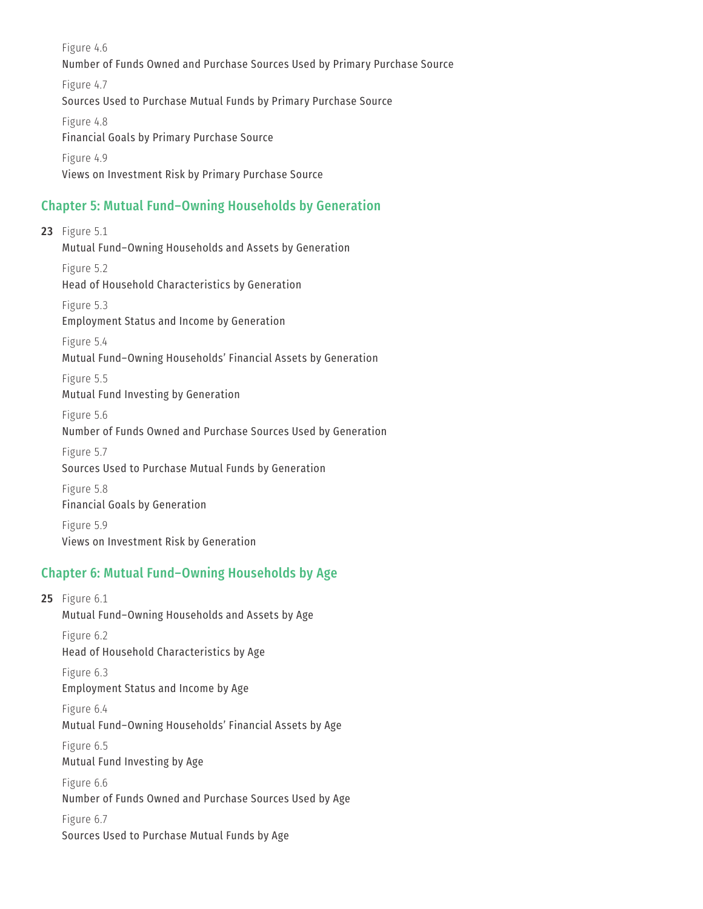Figure 4.6
Number of Funds Owned and Purchase Sources Used by Primary Purchase Source

Figure 4.7
Sources Used to Purchase Mutual Funds by Primary Purchase Source

Figure 4.8
Financial Goals by Primary Purchase Source

Figure 4.9
Views on Investment Risk by Primary Purchase Source

## Chapter 5: Mutual Fund–Owning Households by Generation

**23** Figure 5.1
Mutual Fund–Owning Households and Assets by Generation

Figure 5.2
Head of Household Characteristics by Generation

Figure 5.3
Employment Status and Income by Generation

Figure 5.4
Mutual Fund–Owning Households' Financial Assets by Generation

Figure 5.5
Mutual Fund Investing by Generation

Figure 5.6
Number of Funds Owned and Purchase Sources Used by Generation

Figure 5.7
Sources Used to Purchase Mutual Funds by Generation

Figure 5.8
Financial Goals by Generation

Figure 5.9
Views on Investment Risk by Generation

## Chapter 6: Mutual Fund–Owning Households by Age

**25** Figure 6.1
Mutual Fund–Owning Households and Assets by Age

Figure 6.2
Head of Household Characteristics by Age

Figure 6.3
Employment Status and Income by Age

Figure 6.4
Mutual Fund–Owning Households' Financial Assets by Age

Figure 6.5
Mutual Fund Investing by Age

Figure 6.6
Number of Funds Owned and Purchase Sources Used by Age

Figure 6.7
Sources Used to Purchase Mutual Funds by Age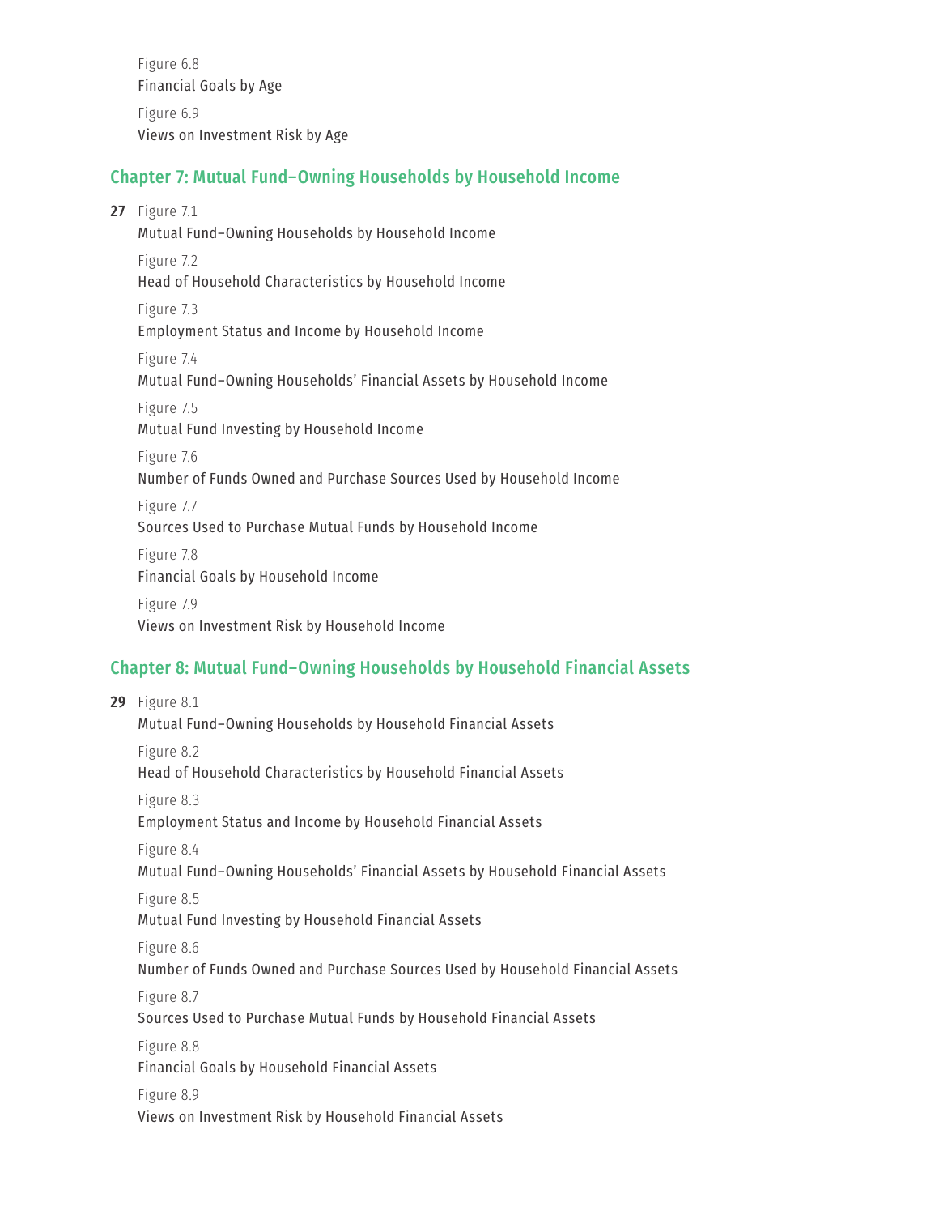Figure 6.8
Financial Goals by Age

Figure 6.9
Views on Investment Risk by Age

## Chapter 7: Mutual Fund–Owning Households by Household Income

**27** Figure 7.1
Mutual Fund–Owning Households by Household Income

Figure 7.2
Head of Household Characteristics by Household Income

Figure 7.3
Employment Status and Income by Household Income

Figure 7.4
Mutual Fund–Owning Households' Financial Assets by Household Income

Figure 7.5
Mutual Fund Investing by Household Income

Figure 7.6
Number of Funds Owned and Purchase Sources Used by Household Income

Figure 7.7
Sources Used to Purchase Mutual Funds by Household Income

Figure 7.8
Financial Goals by Household Income

Figure 7.9
Views on Investment Risk by Household Income

## Chapter 8: Mutual Fund–Owning Households by Household Financial Assets

**29** Figure 8.1
Mutual Fund–Owning Households by Household Financial Assets

Figure 8.2
Head of Household Characteristics by Household Financial Assets

Figure 8.3
Employment Status and Income by Household Financial Assets

Figure 8.4
Mutual Fund–Owning Households' Financial Assets by Household Financial Assets

Figure 8.5
Mutual Fund Investing by Household Financial Assets

Figure 8.6
Number of Funds Owned and Purchase Sources Used by Household Financial Assets

Figure 8.7
Sources Used to Purchase Mutual Funds by Household Financial Assets

Figure 8.8
Financial Goals by Household Financial Assets

Figure 8.9
Views on Investment Risk by Household Financial Assets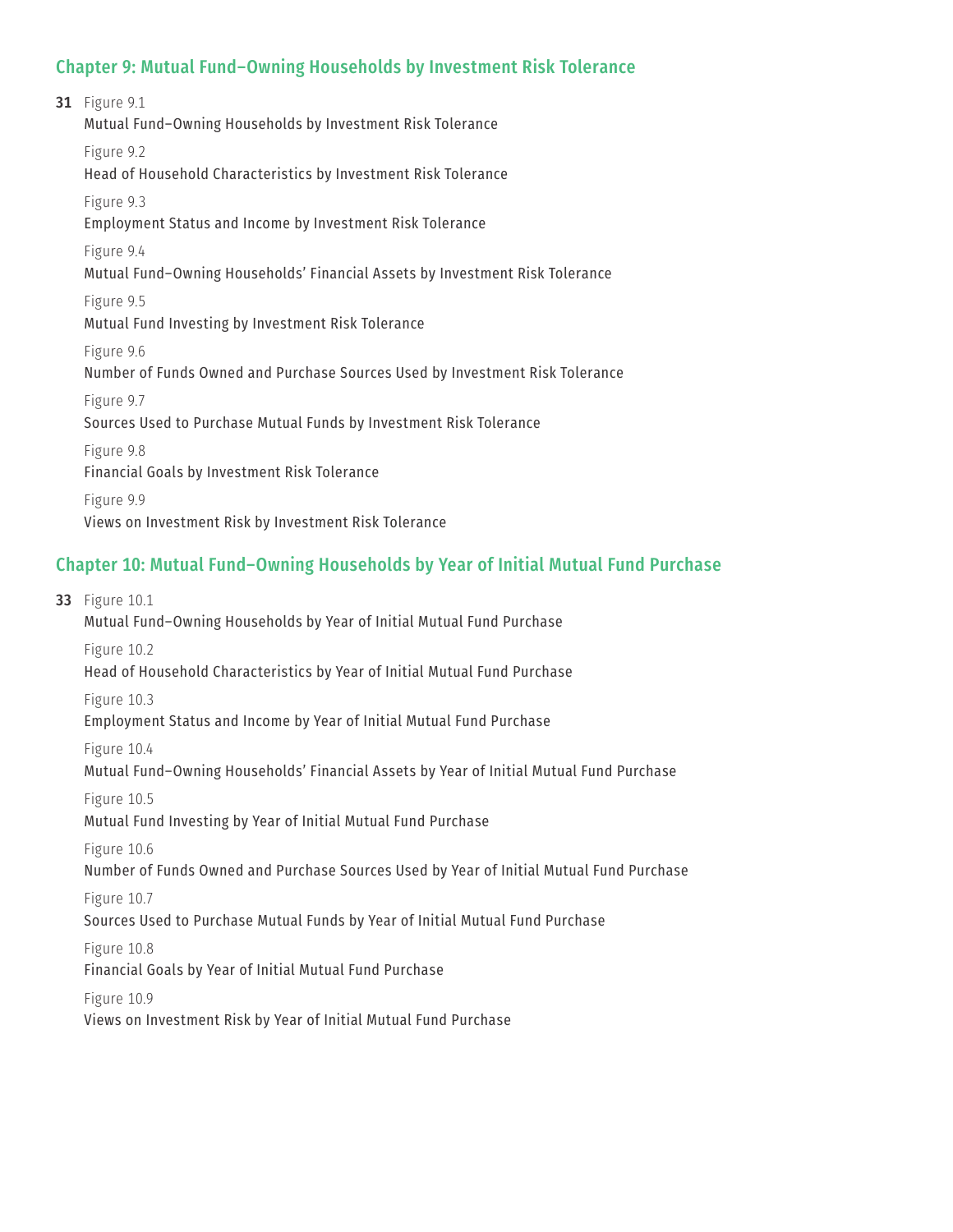## Chapter 9: Mutual Fund–Owning Households by Investment Risk Tolerance

**31** Figure 9.1
Mutual Fund–Owning Households by Investment Risk Tolerance

Figure 9.2
Head of Household Characteristics by Investment Risk Tolerance

Figure 9.3
Employment Status and Income by Investment Risk Tolerance

Figure 9.4
Mutual Fund–Owning Households' Financial Assets by Investment Risk Tolerance

Figure 9.5
Mutual Fund Investing by Investment Risk Tolerance

Figure 9.6
Number of Funds Owned and Purchase Sources Used by Investment Risk Tolerance

Figure 9.7
Sources Used to Purchase Mutual Funds by Investment Risk Tolerance

Figure 9.8
Financial Goals by Investment Risk Tolerance

Figure 9.9
Views on Investment Risk by Investment Risk Tolerance

## Chapter 10: Mutual Fund–Owning Households by Year of Initial Mutual Fund Purchase

**33** Figure 10.1
Mutual Fund–Owning Households by Year of Initial Mutual Fund Purchase

Figure 10.2
Head of Household Characteristics by Year of Initial Mutual Fund Purchase

Figure 10.3
Employment Status and Income by Year of Initial Mutual Fund Purchase

Figure 10.4
Mutual Fund–Owning Households' Financial Assets by Year of Initial Mutual Fund Purchase

Figure 10.5
Mutual Fund Investing by Year of Initial Mutual Fund Purchase

Figure 10.6
Number of Funds Owned and Purchase Sources Used by Year of Initial Mutual Fund Purchase

Figure 10.7
Sources Used to Purchase Mutual Funds by Year of Initial Mutual Fund Purchase

Figure 10.8
Financial Goals by Year of Initial Mutual Fund Purchase

Figure 10.9
Views on Investment Risk by Year of Initial Mutual Fund Purchase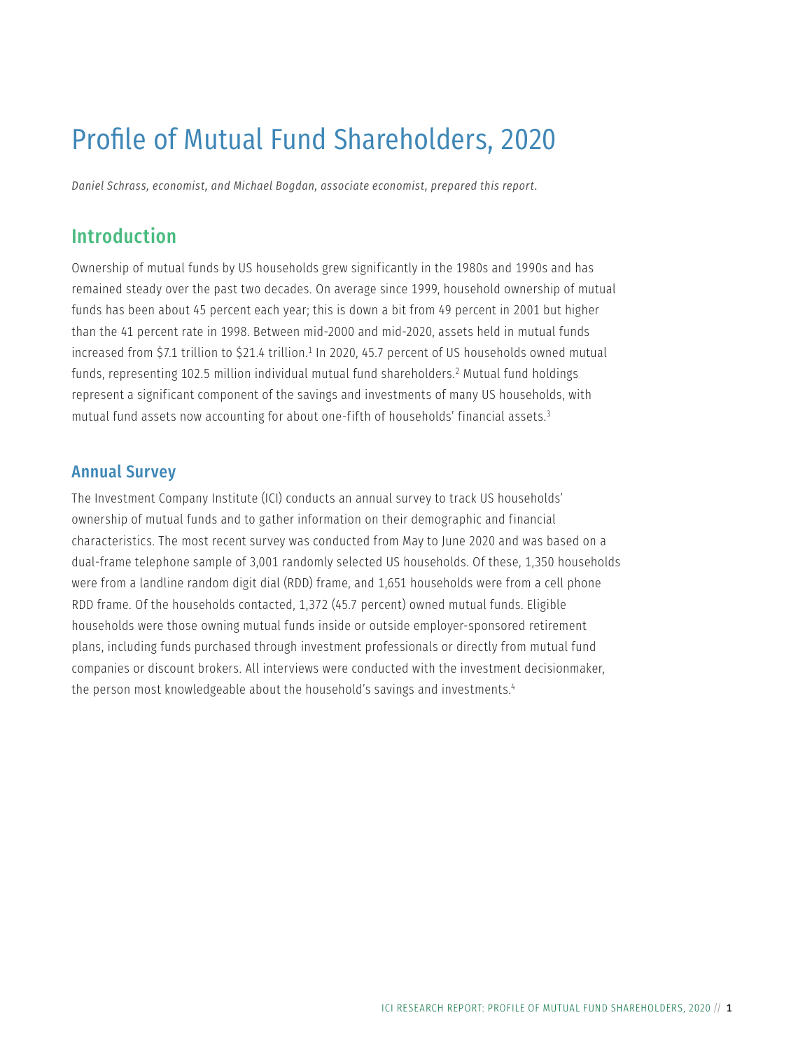# Profile of Mutual Fund Shareholders, 2020

*Daniel Schrass, economist, and Michael Bogdan, associate economist, prepared this report.*

## Introduction

Ownership of mutual funds by US households grew significantly in the 1980s and 1990s and has remained steady over the past two decades. On average since 1999, household ownership of mutual funds has been about 45 percent each year; this is down a bit from 49 percent in 2001 but higher than the 41 percent rate in 1998. Between mid-2000 and mid-2020, assets held in mutual funds increased from $7.1 trillion to $21.4 trillion.[1] In 2020, 45.7 percent of US households owned mutual funds, representing 102.5 million individual mutual fund shareholders.[2] Mutual fund holdings represent a significant component of the savings and investments of many US households, with mutual fund assets now accounting for about one-fifth of households' financial assets.[3]

### Annual Survey

The Investment Company Institute (ICI) conducts an annual survey to track US households' ownership of mutual funds and to gather information on their demographic and financial characteristics. The most recent survey was conducted from May to June 2020 and was based on a dual-frame telephone sample of 3,001 randomly selected US households. Of these, 1,350 households were from a landline random digit dial (RDD) frame, and 1,651 households were from a cell phone RDD frame. Of the households contacted, 1,372 (45.7 percent) owned mutual funds. Eligible households were those owning mutual funds inside or outside employer-sponsored retirement plans, including funds purchased through investment professionals or directly from mutual fund companies or discount brokers. All interviews were conducted with the investment decisionmaker, the person most knowledgeable about the household's savings and investments.[4]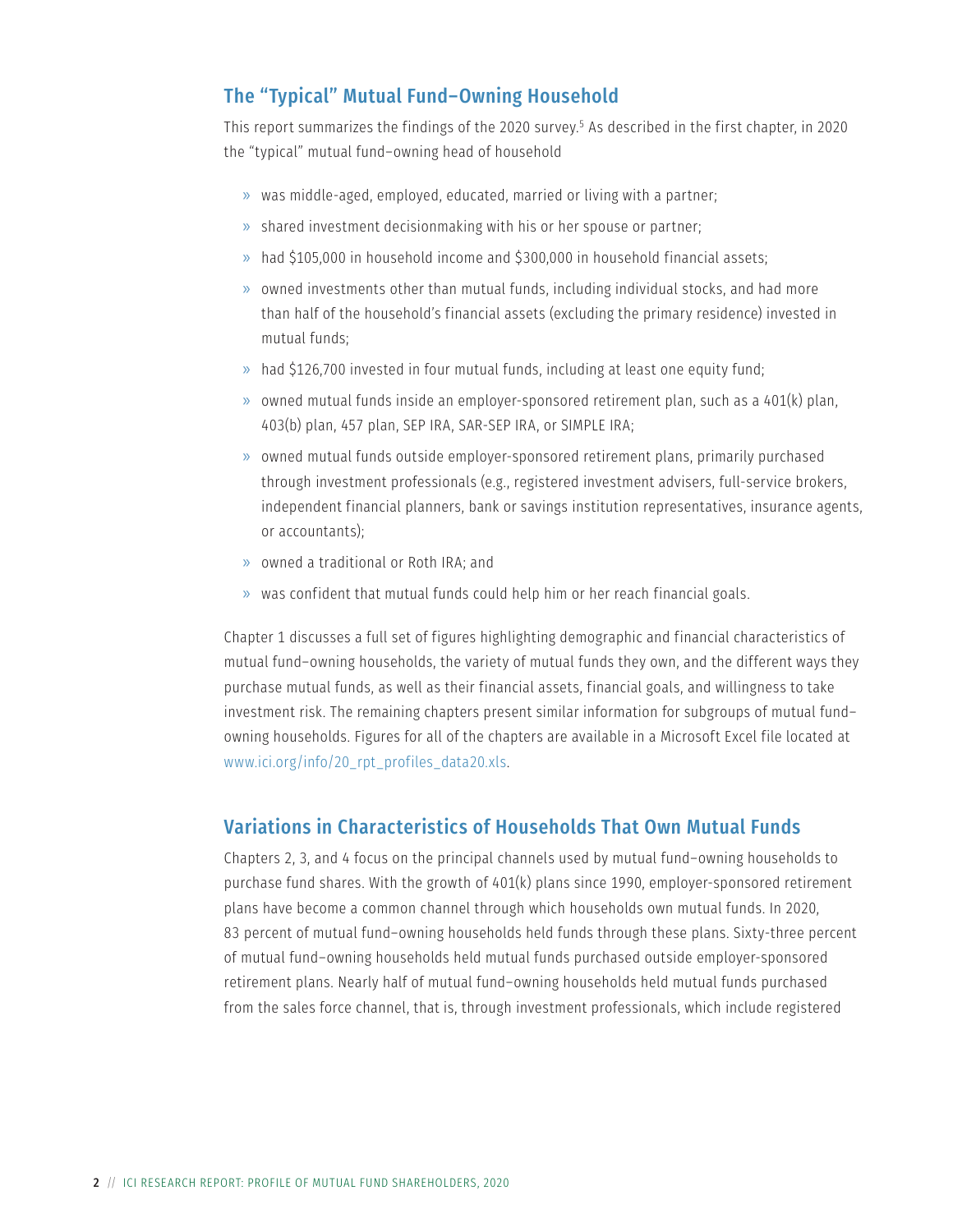## The "Typical" Mutual Fund–Owning Household

This report summarizes the findings of the 2020 survey.[5] As described in the first chapter, in 2020 the "typical" mutual fund–owning head of household

- was middle-aged, employed, educated, married or living with a partner;
- shared investment decisionmaking with his or her spouse or partner;
- had $105,000 in household income and $300,000 in household financial assets;
- owned investments other than mutual funds, including individual stocks, and had more than half of the household's financial assets (excluding the primary residence) invested in mutual funds;
- had $126,700 invested in four mutual funds, including at least one equity fund;
- owned mutual funds inside an employer-sponsored retirement plan, such as a 401(k) plan, 403(b) plan, 457 plan, SEP IRA, SAR-SEP IRA, or SIMPLE IRA;
- owned mutual funds outside employer-sponsored retirement plans, primarily purchased through investment professionals (e.g., registered investment advisers, full-service brokers, independent financial planners, bank or savings institution representatives, insurance agents, or accountants);
- owned a traditional or Roth IRA; and
- was confident that mutual funds could help him or her reach financial goals.

Chapter 1 discusses a full set of figures highlighting demographic and financial characteristics of mutual fund–owning households, the variety of mutual funds they own, and the different ways they purchase mutual funds, as well as their financial assets, financial goals, and willingness to take investment risk. The remaining chapters present similar information for subgroups of mutual fund–owning households. Figures for all of the chapters are available in a Microsoft Excel file located at www.ici.org/info/20_rpt_profiles_data20.xls.

## Variations in Characteristics of Households That Own Mutual Funds

Chapters 2, 3, and 4 focus on the principal channels used by mutual fund–owning households to purchase fund shares. With the growth of 401(k) plans since 1990, employer-sponsored retirement plans have become a common channel through which households own mutual funds. In 2020, 83 percent of mutual fund–owning households held funds through these plans. Sixty-three percent of mutual fund–owning households held mutual funds purchased outside employer-sponsored retirement plans. Nearly half of mutual fund–owning households held mutual funds purchased from the sales force channel, that is, through investment professionals, which include registered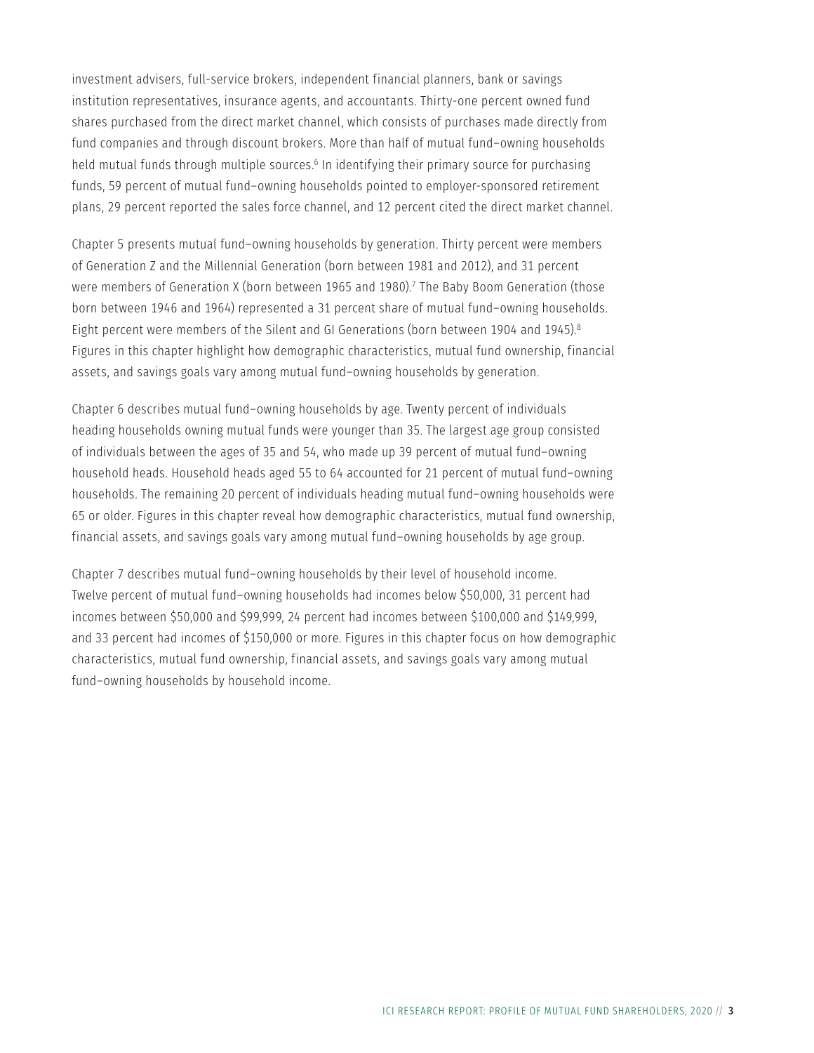investment advisers, full-service brokers, independent financial planners, bank or savings institution representatives, insurance agents, and accountants. Thirty-one percent owned fund shares purchased from the direct market channel, which consists of purchases made directly from fund companies and through discount brokers. More than half of mutual fund–owning households held mutual funds through multiple sources.[6] In identifying their primary source for purchasing funds, 59 percent of mutual fund–owning households pointed to employer-sponsored retirement plans, 29 percent reported the sales force channel, and 12 percent cited the direct market channel.

Chapter 5 presents mutual fund–owning households by generation. Thirty percent were members of Generation Z and the Millennial Generation (born between 1981 and 2012), and 31 percent were members of Generation X (born between 1965 and 1980).[7] The Baby Boom Generation (those born between 1946 and 1964) represented a 31 percent share of mutual fund–owning households. Eight percent were members of the Silent and GI Generations (born between 1904 and 1945).[8] Figures in this chapter highlight how demographic characteristics, mutual fund ownership, financial assets, and savings goals vary among mutual fund–owning households by generation.

Chapter 6 describes mutual fund–owning households by age. Twenty percent of individuals heading households owning mutual funds were younger than 35. The largest age group consisted of individuals between the ages of 35 and 54, who made up 39 percent of mutual fund–owning household heads. Household heads aged 55 to 64 accounted for 21 percent of mutual fund–owning households. The remaining 20 percent of individuals heading mutual fund–owning households were 65 or older. Figures in this chapter reveal how demographic characteristics, mutual fund ownership, financial assets, and savings goals vary among mutual fund–owning households by age group.

Chapter 7 describes mutual fund–owning households by their level of household income. Twelve percent of mutual fund–owning households had incomes below $50,000, 31 percent had incomes between $50,000 and $99,999, 24 percent had incomes between $100,000 and $149,999, and 33 percent had incomes of $150,000 or more. Figures in this chapter focus on how demographic characteristics, mutual fund ownership, financial assets, and savings goals vary among mutual fund–owning households by household income.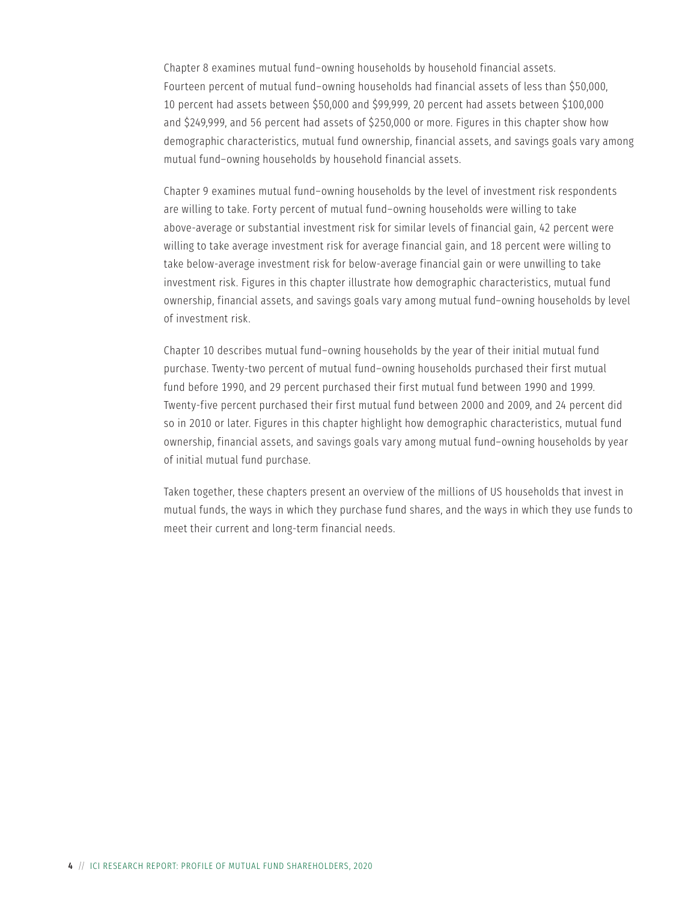Chapter 8 examines mutual fund–owning households by household financial assets. Fourteen percent of mutual fund–owning households had financial assets of less than $50,000, 10 percent had assets between $50,000 and $99,999, 20 percent had assets between $100,000 and $249,999, and 56 percent had assets of $250,000 or more. Figures in this chapter show how demographic characteristics, mutual fund ownership, financial assets, and savings goals vary among mutual fund–owning households by household financial assets.

Chapter 9 examines mutual fund–owning households by the level of investment risk respondents are willing to take. Forty percent of mutual fund–owning households were willing to take above-average or substantial investment risk for similar levels of financial gain, 42 percent were willing to take average investment risk for average financial gain, and 18 percent were willing to take below-average investment risk for below-average financial gain or were unwilling to take investment risk. Figures in this chapter illustrate how demographic characteristics, mutual fund ownership, financial assets, and savings goals vary among mutual fund–owning households by level of investment risk.

Chapter 10 describes mutual fund–owning households by the year of their initial mutual fund purchase. Twenty-two percent of mutual fund–owning households purchased their first mutual fund before 1990, and 29 percent purchased their first mutual fund between 1990 and 1999. Twenty-five percent purchased their first mutual fund between 2000 and 2009, and 24 percent did so in 2010 or later. Figures in this chapter highlight how demographic characteristics, mutual fund ownership, financial assets, and savings goals vary among mutual fund–owning households by year of initial mutual fund purchase.

Taken together, these chapters present an overview of the millions of US households that invest in mutual funds, the ways in which they purchase fund shares, and the ways in which they use funds to meet their current and long-term financial needs.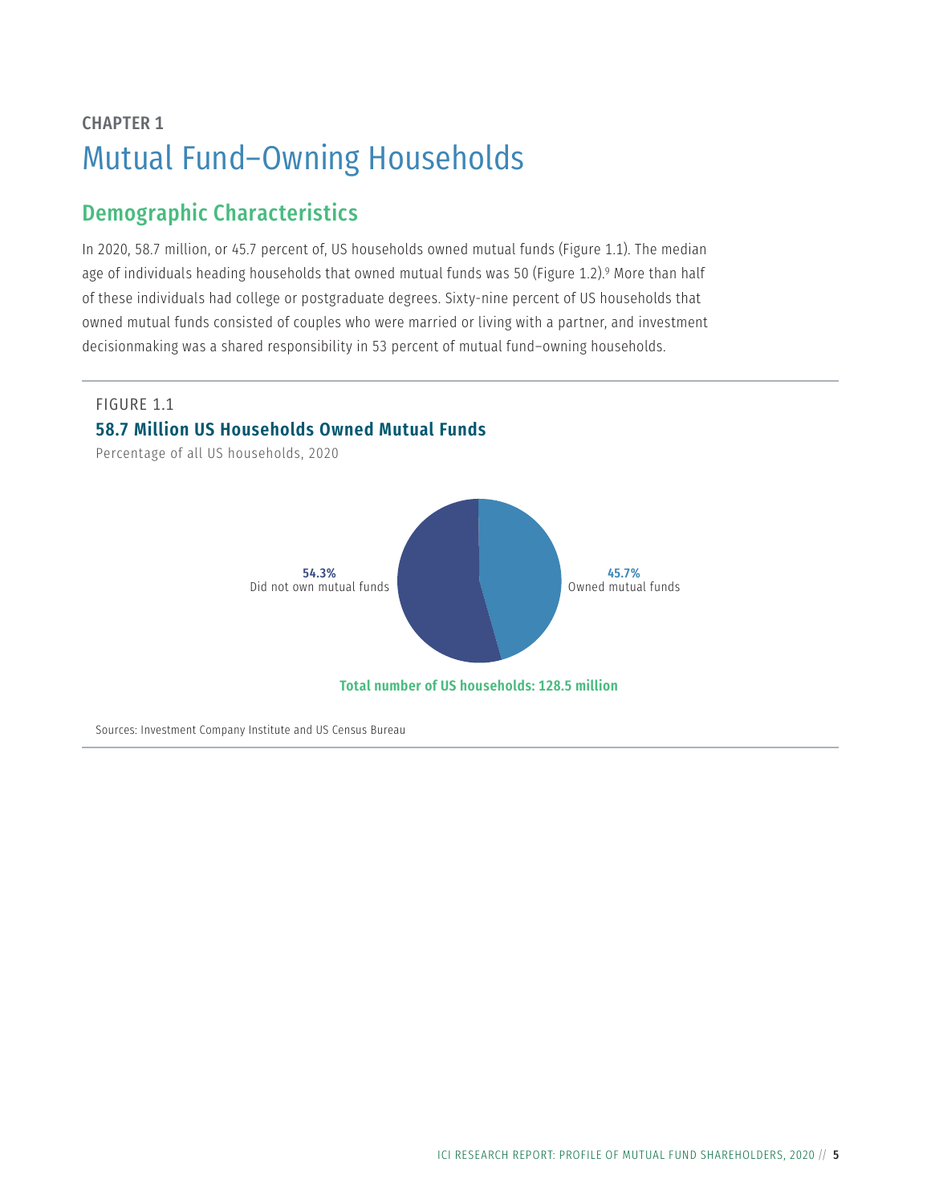CHAPTER 1

# Mutual Fund–Owning Households

## Demographic Characteristics

In 2020, 58.7 million, or 45.7 percent of, US households owned mutual funds (Figure 1.1). The median age of individuals heading households that owned mutual funds was 50 (Figure 1.2).[9] More than half of these individuals had college or postgraduate degrees. Sixty-nine percent of US households that owned mutual funds consisted of couples who were married or living with a partner, and investment decisionmaking was a shared responsibility in 53 percent of mutual fund–owning households.

FIGURE 1.1

**58.7 Million US Households Owned Mutual Funds**

Percentage of all US households, 2020

**54.3%** Did not own mutual funds

**45.7%** Owned mutual funds

**Total number of US households: 128.5 million**

Sources: Investment Company Institute and US Census Bureau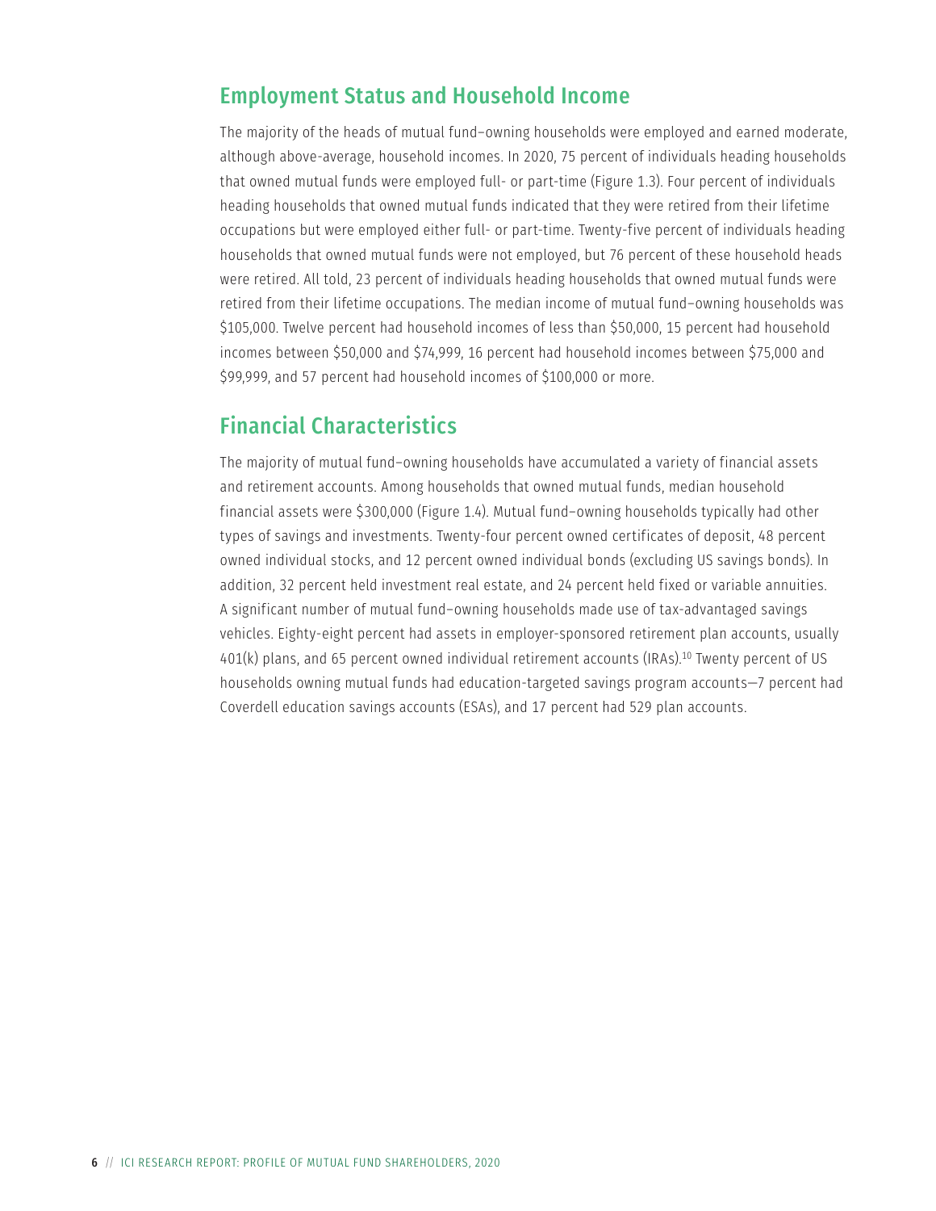## Employment Status and Household Income

The majority of the heads of mutual fund–owning households were employed and earned moderate, although above-average, household incomes. In 2020, 75 percent of individuals heading households that owned mutual funds were employed full- or part-time (Figure 1.3). Four percent of individuals heading households that owned mutual funds indicated that they were retired from their lifetime occupations but were employed either full- or part-time. Twenty-five percent of individuals heading households that owned mutual funds were not employed, but 76 percent of these household heads were retired. All told, 23 percent of individuals heading households that owned mutual funds were retired from their lifetime occupations. The median income of mutual fund–owning households was $105,000. Twelve percent had household incomes of less than $50,000, 15 percent had household incomes between $50,000 and $74,999, 16 percent had household incomes between $75,000 and $99,999, and 57 percent had household incomes of $100,000 or more.

## Financial Characteristics

The majority of mutual fund–owning households have accumulated a variety of financial assets and retirement accounts. Among households that owned mutual funds, median household financial assets were $300,000 (Figure 1.4). Mutual fund–owning households typically had other types of savings and investments. Twenty-four percent owned certificates of deposit, 48 percent owned individual stocks, and 12 percent owned individual bonds (excluding US savings bonds). In addition, 32 percent held investment real estate, and 24 percent held fixed or variable annuities. A significant number of mutual fund–owning households made use of tax-advantaged savings vehicles. Eighty-eight percent had assets in employer-sponsored retirement plan accounts, usually 401(k) plans, and 65 percent owned individual retirement accounts (IRAs).[10] Twenty percent of US households owning mutual funds had education-targeted savings program accounts—7 percent had Coverdell education savings accounts (ESAs), and 17 percent had 529 plan accounts.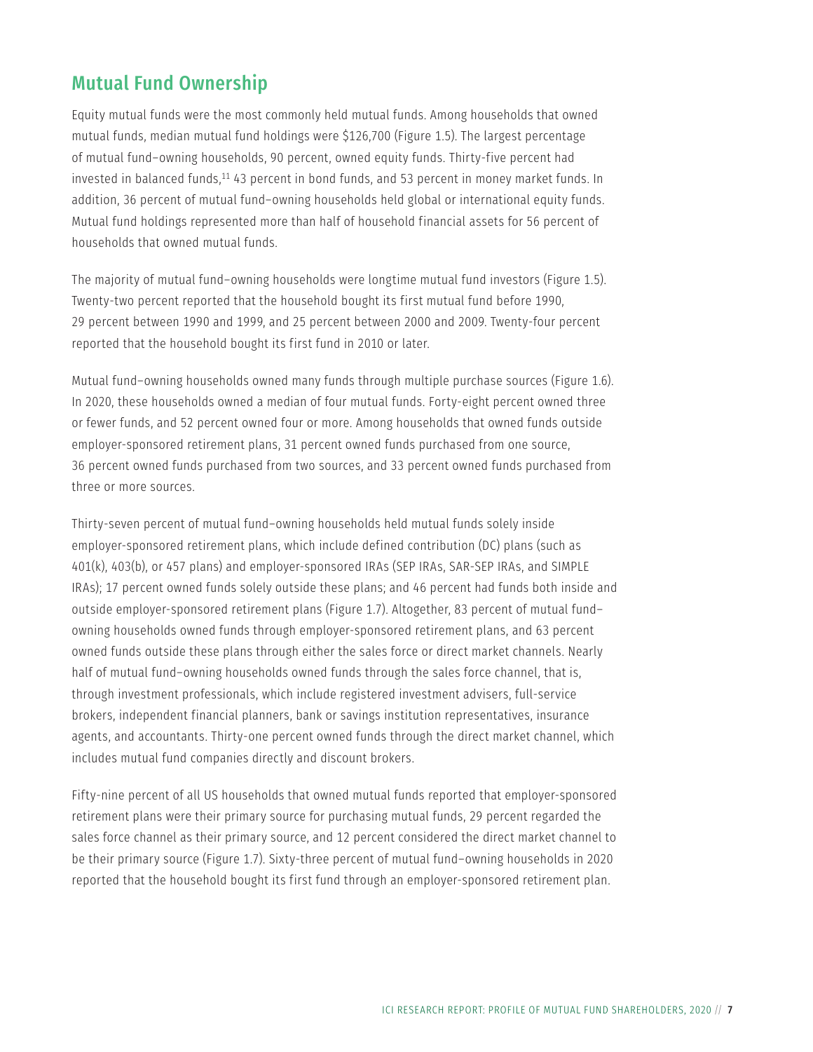## Mutual Fund Ownership

Equity mutual funds were the most commonly held mutual funds. Among households that owned mutual funds, median mutual fund holdings were $126,700 (Figure 1.5). The largest percentage of mutual fund–owning households, 90 percent, owned equity funds. Thirty-five percent had invested in balanced funds,[11] 43 percent in bond funds, and 53 percent in money market funds. In addition, 36 percent of mutual fund–owning households held global or international equity funds. Mutual fund holdings represented more than half of household financial assets for 56 percent of households that owned mutual funds.

The majority of mutual fund–owning households were longtime mutual fund investors (Figure 1.5). Twenty-two percent reported that the household bought its first mutual fund before 1990, 29 percent between 1990 and 1999, and 25 percent between 2000 and 2009. Twenty-four percent reported that the household bought its first fund in 2010 or later.

Mutual fund–owning households owned many funds through multiple purchase sources (Figure 1.6). In 2020, these households owned a median of four mutual funds. Forty-eight percent owned three or fewer funds, and 52 percent owned four or more. Among households that owned funds outside employer-sponsored retirement plans, 31 percent owned funds purchased from one source, 36 percent owned funds purchased from two sources, and 33 percent owned funds purchased from three or more sources.

Thirty-seven percent of mutual fund–owning households held mutual funds solely inside employer-sponsored retirement plans, which include defined contribution (DC) plans (such as 401(k), 403(b), or 457 plans) and employer-sponsored IRAs (SEP IRAs, SAR-SEP IRAs, and SIMPLE IRAs); 17 percent owned funds solely outside these plans; and 46 percent had funds both inside and outside employer-sponsored retirement plans (Figure 1.7). Altogether, 83 percent of mutual fund–owning households owned funds through employer-sponsored retirement plans, and 63 percent owned funds outside these plans through either the sales force or direct market channels. Nearly half of mutual fund–owning households owned funds through the sales force channel, that is, through investment professionals, which include registered investment advisers, full-service brokers, independent financial planners, bank or savings institution representatives, insurance agents, and accountants. Thirty-one percent owned funds through the direct market channel, which includes mutual fund companies directly and discount brokers.

Fifty-nine percent of all US households that owned mutual funds reported that employer-sponsored retirement plans were their primary source for purchasing mutual funds, 29 percent regarded the sales force channel as their primary source, and 12 percent considered the direct market channel to be their primary source (Figure 1.7). Sixty-three percent of mutual fund–owning households in 2020 reported that the household bought its first fund through an employer-sponsored retirement plan.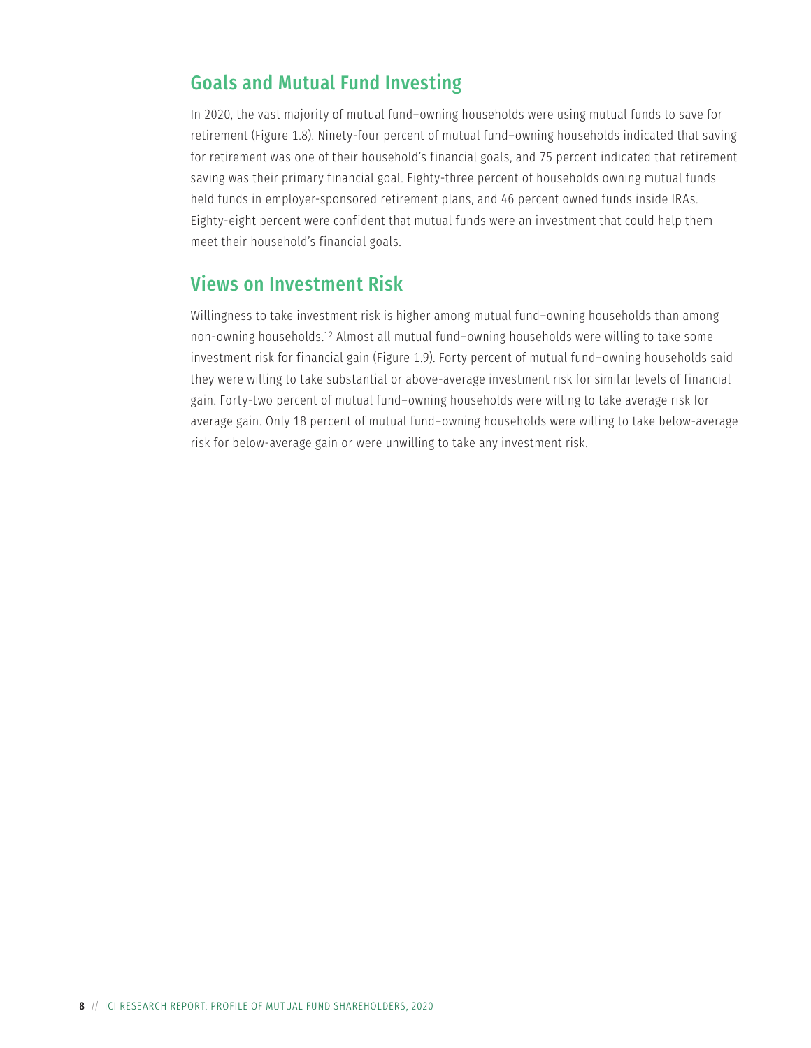## Goals and Mutual Fund Investing

In 2020, the vast majority of mutual fund–owning households were using mutual funds to save for retirement (Figure 1.8). Ninety-four percent of mutual fund–owning households indicated that saving for retirement was one of their household's financial goals, and 75 percent indicated that retirement saving was their primary financial goal. Eighty-three percent of households owning mutual funds held funds in employer-sponsored retirement plans, and 46 percent owned funds inside IRAs. Eighty-eight percent were confident that mutual funds were an investment that could help them meet their household's financial goals.

## Views on Investment Risk

Willingness to take investment risk is higher among mutual fund–owning households than among non-owning households.[12] Almost all mutual fund–owning households were willing to take some investment risk for financial gain (Figure 1.9). Forty percent of mutual fund–owning households said they were willing to take substantial or above-average investment risk for similar levels of financial gain. Forty-two percent of mutual fund–owning households were willing to take average risk for average gain. Only 18 percent of mutual fund–owning households were willing to take below-average risk for below-average gain or were unwilling to take any investment risk.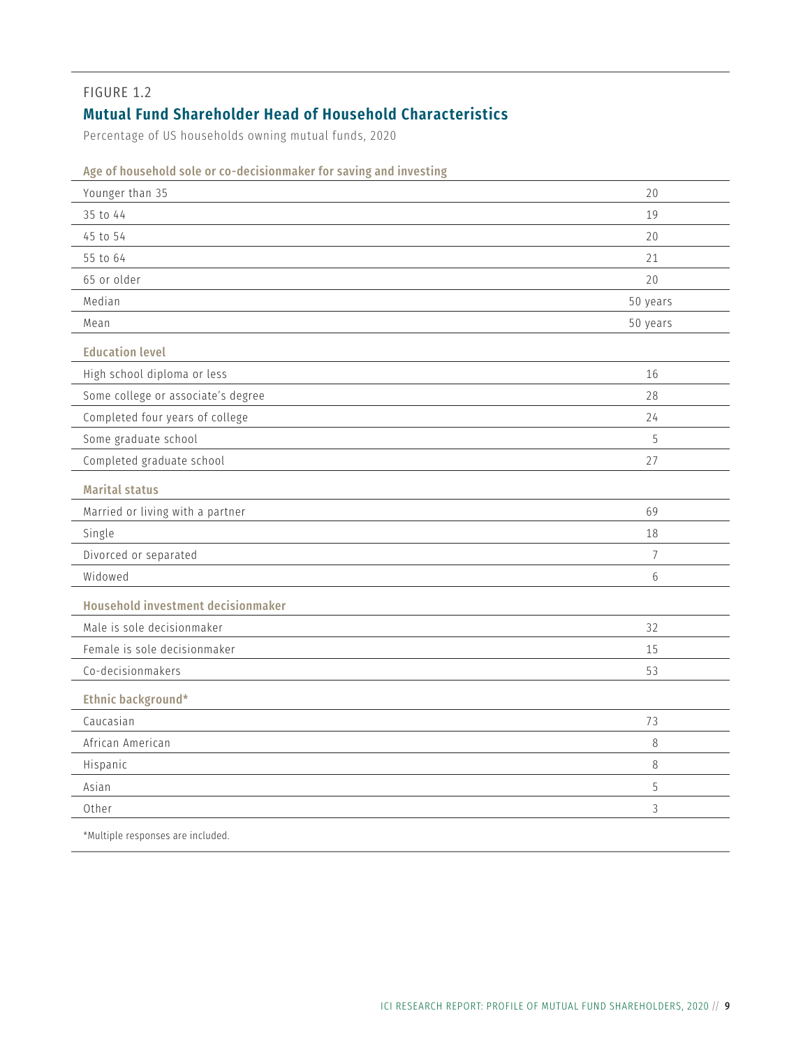FIGURE 1.2

## Mutual Fund Shareholder Head of Household Characteristics

Percentage of US households owning mutual funds, 2020

| Age of household sole or co-decisionmaker for saving and investing | |
|---|---|
| Younger than 35 | 20 |
| 35 to 44 | 19 |
| 45 to 54 | 20 |
| 55 to 64 | 21 |
| 65 or older | 20 |
| Median | 50 years |
| Mean | 50 years |
| **Education level** | |
| High school diploma or less | 16 |
| Some college or associate's degree | 28 |
| Completed four years of college | 24 |
| Some graduate school | 5 |
| Completed graduate school | 27 |
| **Marital status** | |
| Married or living with a partner | 69 |
| Single | 18 |
| Divorced or separated | 7 |
| Widowed | 6 |
| **Household investment decisionmaker** | |
| Male is sole decisionmaker | 32 |
| Female is sole decisionmaker | 15 |
| Co-decisionmakers | 53 |
| **Ethnic background*** | |
| Caucasian | 73 |
| African American | 8 |
| Hispanic | 8 |
| Asian | 5 |
| Other | 3 |

*Multiple responses are included.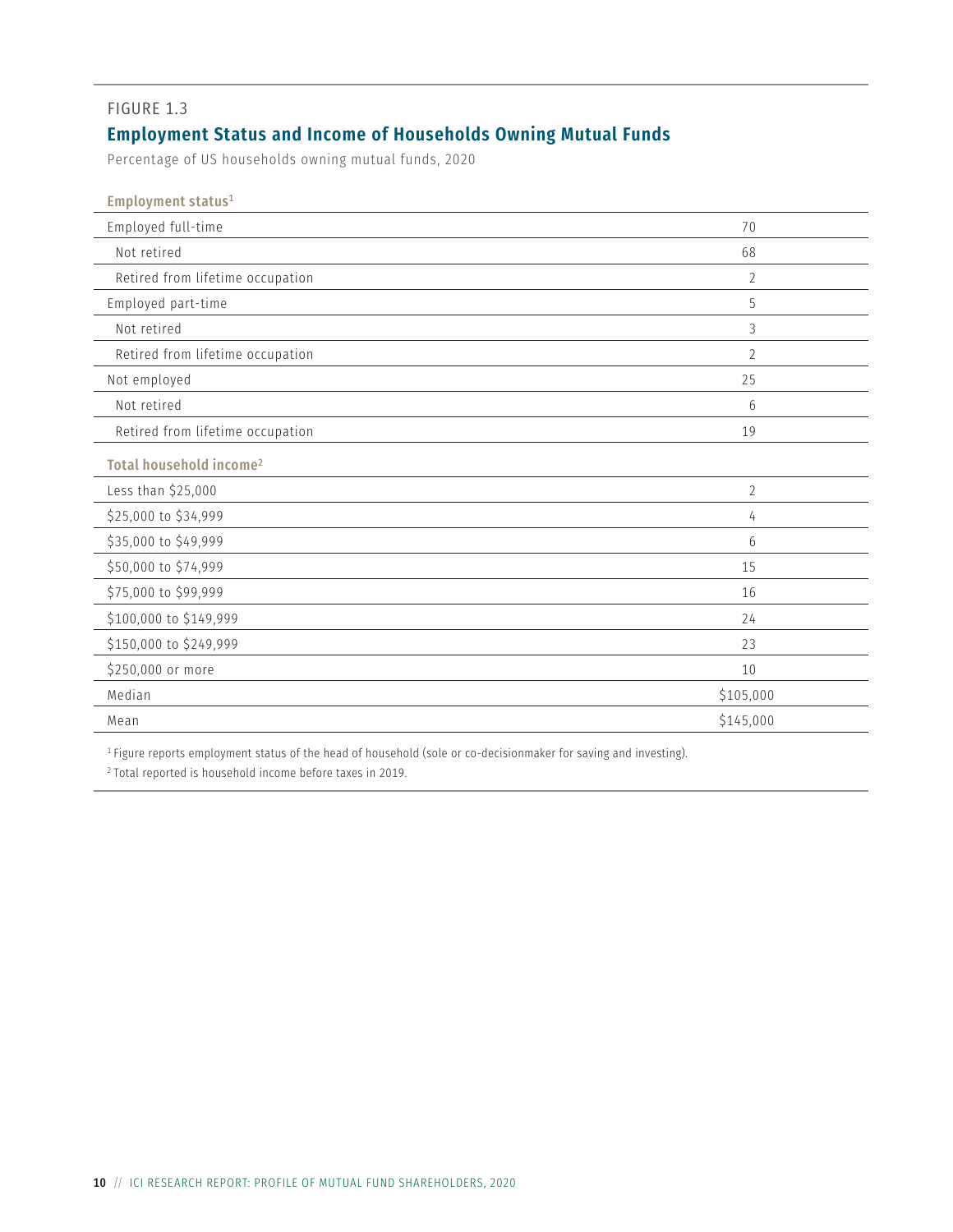FIGURE 1.3

## Employment Status and Income of Households Owning Mutual Funds

Percentage of US households owning mutual funds, 2020

| Employment status[1] | |
|---|---|
| Employed full-time | 70 |
| Not retired | 68 |
| Retired from lifetime occupation | 2 |
| Employed part-time | 5 |
| Not retired | 3 |
| Retired from lifetime occupation | 2 |
| Not employed | 25 |
| Not retired | 6 |
| Retired from lifetime occupation | 19 |
| **Total household income[2]** | |
| Less than $25,000 | 2 |
| $25,000 to $34,999 | 4 |
| $35,000 to $49,999 | 6 |
| $50,000 to $74,999 | 15 |
| $75,000 to $99,999 | 16 |
| $100,000 to $149,999 | 24 |
| $150,000 to $249,999 | 23 |
| $250,000 or more | 10 |
| Median | $105,000 |
| Mean | $145,000 |

[1] Figure reports employment status of the head of household (sole or co-decisionmaker for saving and investing).

[2] Total reported is household income before taxes in 2019.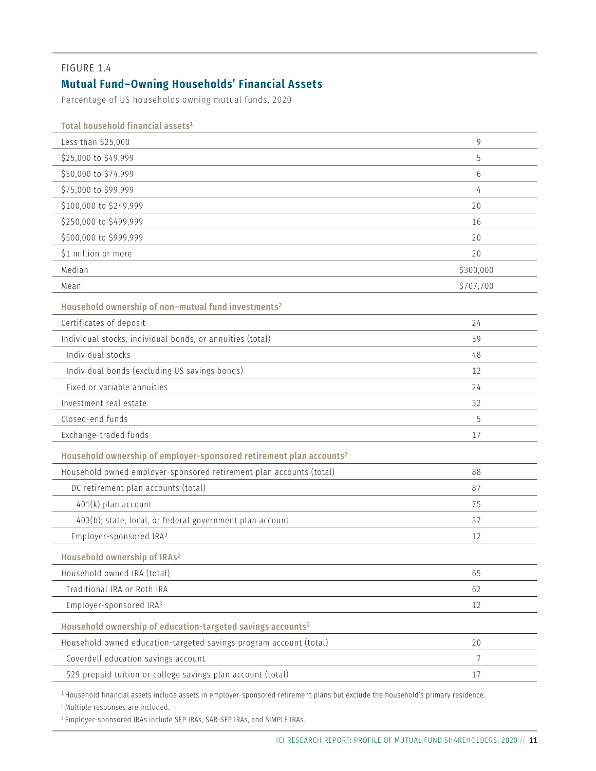FIGURE 1.4

## Mutual Fund–Owning Households' Financial Assets

Percentage of US households owning mutual funds, 2020

| Total household financial assets[1] | |
|---|---|
| Less than $25,000 | 9 |
| $25,000 to $49,999 | 5 |
| $50,000 to $74,999 | 6 |
| $75,000 to $99,999 | 4 |
| $100,000 to $249,999 | 20 |
| $250,000 to $499,999 | 16 |
| $500,000 to $999,999 | 20 |
| $1 million or more | 20 |
| Median | $300,000 |
| Mean | $707,700 |
| **Household ownership of non–mutual fund investments[2]** | |
| Certificates of deposit | 24 |
| Individual stocks, individual bonds, or annuities (total) | 59 |
| Individual stocks | 48 |
| Individual bonds (excluding US savings bonds) | 12 |
| Fixed or variable annuities | 24 |
| Investment real estate | 32 |
| Closed-end funds | 5 |
| Exchange-traded funds | 17 |
| **Household ownership of employer-sponsored retirement plan accounts[2]** | |
| Household owned employer-sponsored retirement plan accounts (total) | 88 |
| DC retirement plan accounts (total) | 87 |
| 401(k) plan account | 75 |
| 403(b); state, local, or federal government plan account | 37 |
| Employer-sponsored IRA[3] | 12 |
| **Household ownership of IRAs[2]** | |
| Household owned IRA (total) | 65 |
| Traditional IRA or Roth IRA | 62 |
| Employer-sponsored IRA[3] | 12 |
| **Household ownership of education-targeted savings accounts[2]** | |
| Household owned education-targeted savings program account (total) | 20 |
| Coverdell education savings account | 7 |
| 529 prepaid tuition or college savings plan account (total) | 17 |

[1] Household financial assets include assets in employer-sponsored retirement plans but exclude the household's primary residence.

[2] Multiple responses are included.

[3] Employer-sponsored IRAs include SEP IRAs, SAR-SEP IRAs, and SIMPLE IRAs.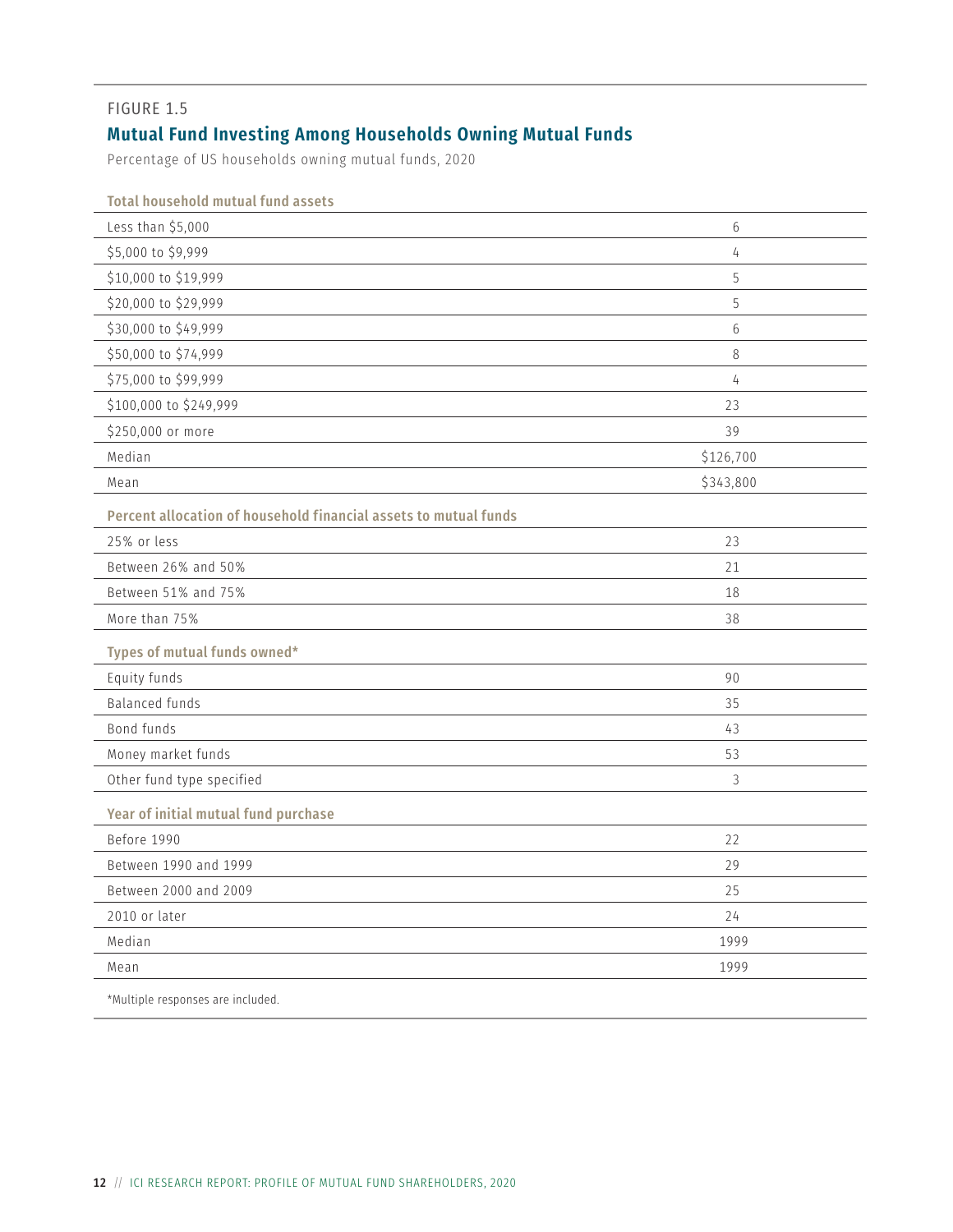FIGURE 1.5

## Mutual Fund Investing Among Households Owning Mutual Funds

Percentage of US households owning mutual funds, 2020

| Total household mutual fund assets | |
|---|---|
| Less than $5,000 | 6 |
| $5,000 to $9,999 | 4 |
| $10,000 to $19,999 | 5 |
| $20,000 to $29,999 | 5 |
| $30,000 to $49,999 | 6 |
| $50,000 to $74,999 | 8 |
| $75,000 to $99,999 | 4 |
| $100,000 to $249,999 | 23 |
| $250,000 or more | 39 |
| Median | $126,700 |
| Mean | $343,800 |
| **Percent allocation of household financial assets to mutual funds** | |
| 25% or less | 23 |
| Between 26% and 50% | 21 |
| Between 51% and 75% | 18 |
| More than 75% | 38 |
| **Types of mutual funds owned*** | |
| Equity funds | 90 |
| Balanced funds | 35 |
| Bond funds | 43 |
| Money market funds | 53 |
| Other fund type specified | 3 |
| **Year of initial mutual fund purchase** | |
| Before 1990 | 22 |
| Between 1990 and 1999 | 29 |
| Between 2000 and 2009 | 25 |
| 2010 or later | 24 |
| Median | 1999 |
| Mean | 1999 |

*Multiple responses are included.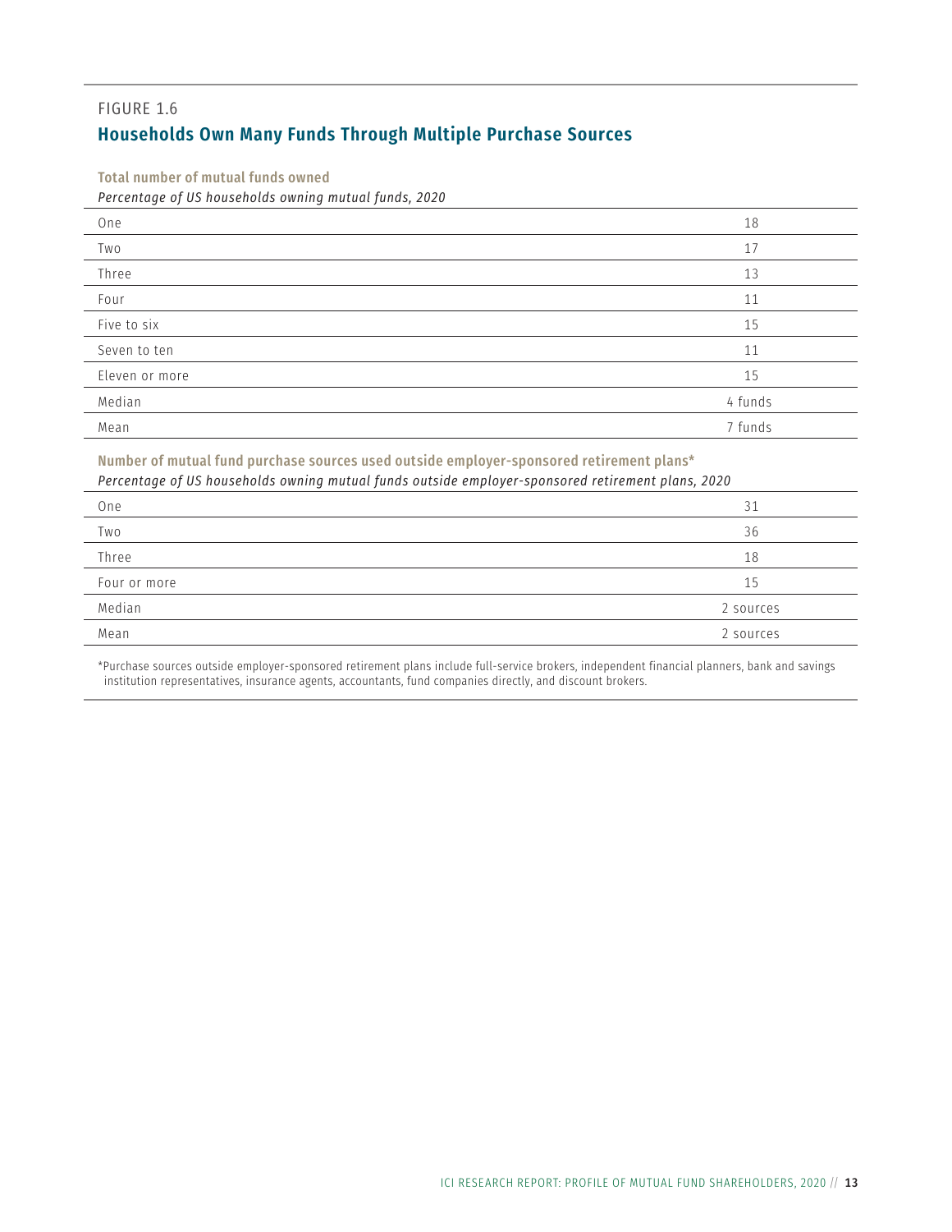FIGURE 1.6

## Households Own Many Funds Through Multiple Purchase Sources

**Total number of mutual funds owned**

*Percentage of US households owning mutual funds, 2020*

| | |
|---|---|
| One | 18 |
| Two | 17 |
| Three | 13 |
| Four | 11 |
| Five to six | 15 |
| Seven to ten | 11 |
| Eleven or more | 15 |
| Median | 4 funds |
| Mean | 7 funds |

**Number of mutual fund purchase sources used outside employer-sponsored retirement plans***

*Percentage of US households owning mutual funds outside employer-sponsored retirement plans, 2020*

| | |
|---|---|
| One | 31 |
| Two | 36 |
| Three | 18 |
| Four or more | 15 |
| Median | 2 sources |
| Mean | 2 sources |

*Purchase sources outside employer-sponsored retirement plans include full-service brokers, independent financial planners, bank and savings institution representatives, insurance agents, accountants, fund companies directly, and discount brokers.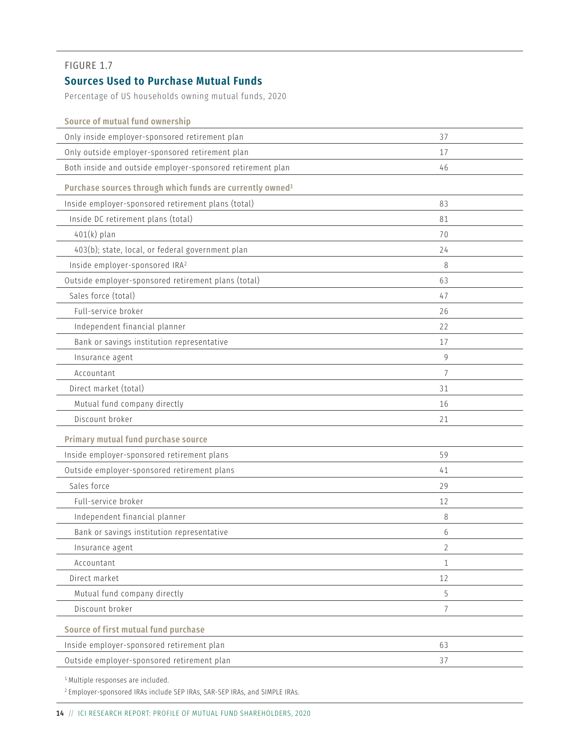FIGURE 1.7

## Sources Used to Purchase Mutual Funds

Percentage of US households owning mutual funds, 2020

| Source of mutual fund ownership | |
|---|---|
| Only inside employer-sponsored retirement plan | 37 |
| Only outside employer-sponsored retirement plan | 17 |
| Both inside and outside employer-sponsored retirement plan | 46 |
| **Purchase sources through which funds are currently owned[1]** | |
| Inside employer-sponsored retirement plans (total) | 83 |
| Inside DC retirement plans (total) | 81 |
| 401(k) plan | 70 |
| 403(b); state, local, or federal government plan | 24 |
| Inside employer-sponsored IRA[2] | 8 |
| Outside employer-sponsored retirement plans (total) | 63 |
| Sales force (total) | 47 |
| Full-service broker | 26 |
| Independent financial planner | 22 |
| Bank or savings institution representative | 17 |
| Insurance agent | 9 |
| Accountant | 7 |
| Direct market (total) | 31 |
| Mutual fund company directly | 16 |
| Discount broker | 21 |
| **Primary mutual fund purchase source** | |
| Inside employer-sponsored retirement plans | 59 |
| Outside employer-sponsored retirement plans | 41 |
| Sales force | 29 |
| Full-service broker | 12 |
| Independent financial planner | 8 |
| Bank or savings institution representative | 6 |
| Insurance agent | 2 |
| Accountant | 1 |
| Direct market | 12 |
| Mutual fund company directly | 5 |
| Discount broker | 7 |
| **Source of first mutual fund purchase** | |
| Inside employer-sponsored retirement plan | 63 |
| Outside employer-sponsored retirement plan | 37 |

[1] Multiple responses are included.

[2] Employer-sponsored IRAs include SEP IRAs, SAR-SEP IRAs, and SIMPLE IRAs.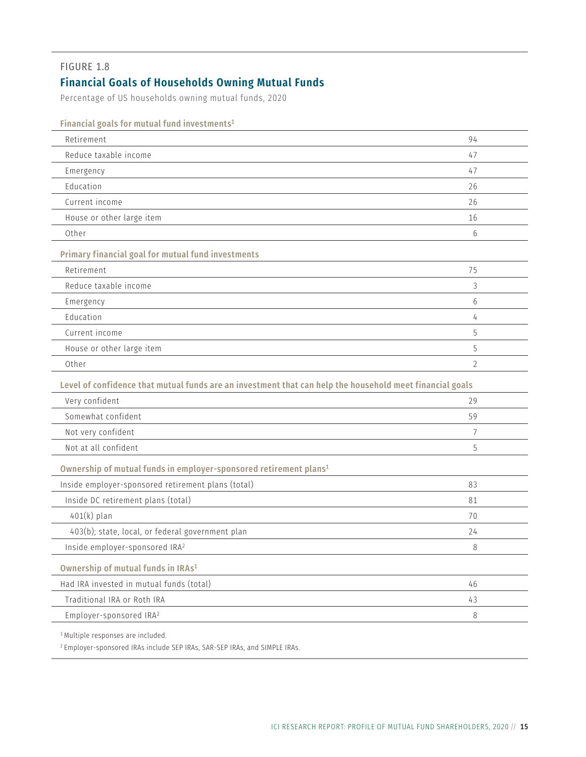FIGURE 1.8

## Financial Goals of Households Owning Mutual Funds

Percentage of US households owning mutual funds, 2020

| Financial goals for mutual fund investments[1] | |
|---|---|
| Retirement | 94 |
| Reduce taxable income | 47 |
| Emergency | 47 |
| Education | 26 |
| Current income | 26 |
| House or other large item | 16 |
| Other | 6 |
| **Primary financial goal for mutual fund investments** | |
| Retirement | 75 |
| Reduce taxable income | 3 |
| Emergency | 6 |
| Education | 4 |
| Current income | 5 |
| House or other large item | 5 |
| Other | 2 |
| **Level of confidence that mutual funds are an investment that can help the household meet financial goals** | |
| Very confident | 29 |
| Somewhat confident | 59 |
| Not very confident | 7 |
| Not at all confident | 5 |
| **Ownership of mutual funds in employer-sponsored retirement plans[1]** | |
| Inside employer-sponsored retirement plans (total) | 83 |
| Inside DC retirement plans (total) | 81 |
| 401(k) plan | 70 |
| 403(b); state, local, or federal government plan | 24 |
| Inside employer-sponsored IRA[2] | 8 |
| **Ownership of mutual funds in IRAs[1]** | |
| Had IRA invested in mutual funds (total) | 46 |
| Traditional IRA or Roth IRA | 43 |
| Employer-sponsored IRA[2] | 8 |

[1] Multiple responses are included.

[2] Employer-sponsored IRAs include SEP IRAs, SAR-SEP IRAs, and SIMPLE IRAs.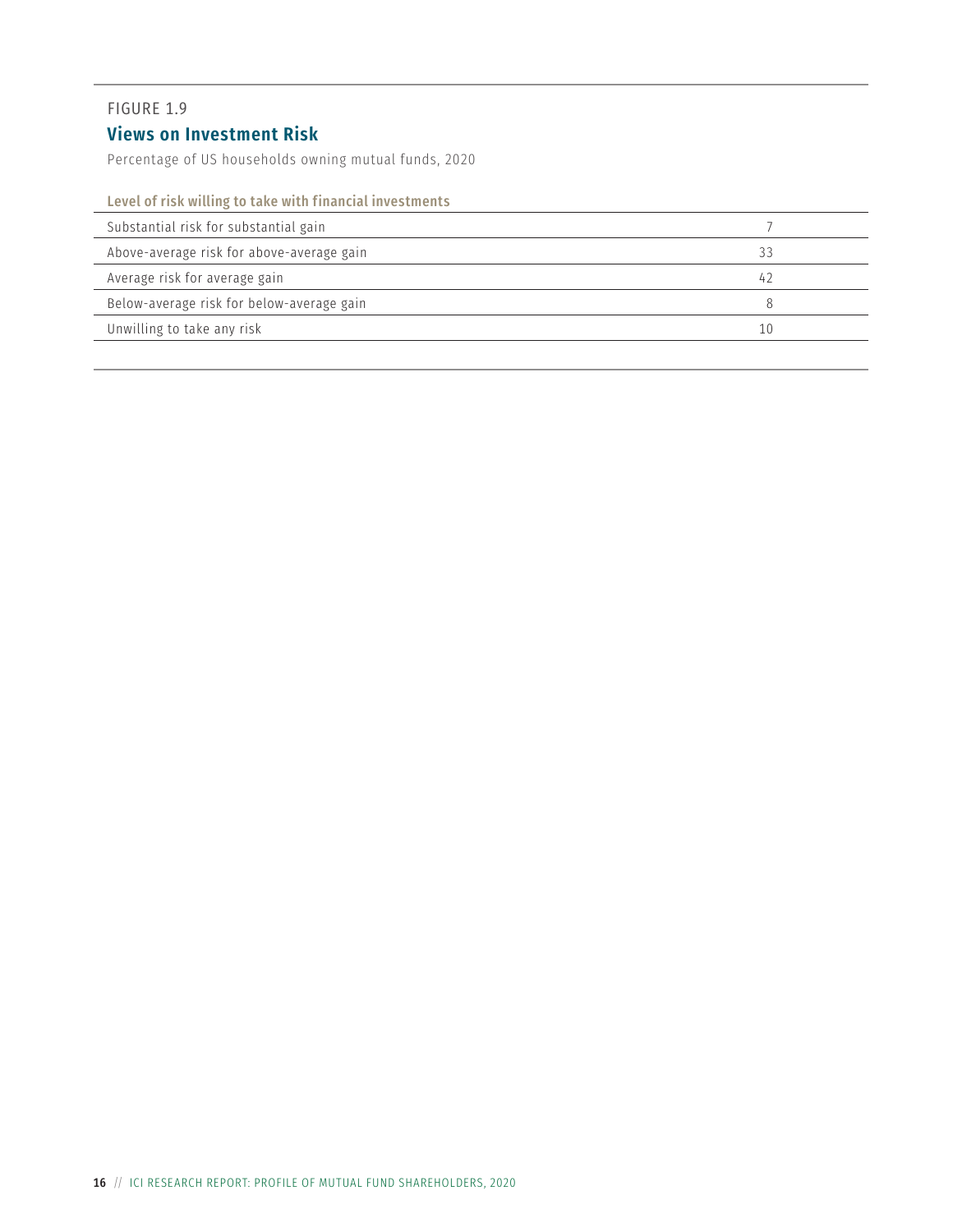FIGURE 1.9

## Views on Investment Risk

Percentage of US households owning mutual funds, 2020

| Level of risk willing to take with financial investments | |
|---|---|
| Substantial risk for substantial gain | 7 |
| Above-average risk for above-average gain | 33 |
| Average risk for average gain | 42 |
| Below-average risk for below-average gain | 8 |
| Unwilling to take any risk | 10 |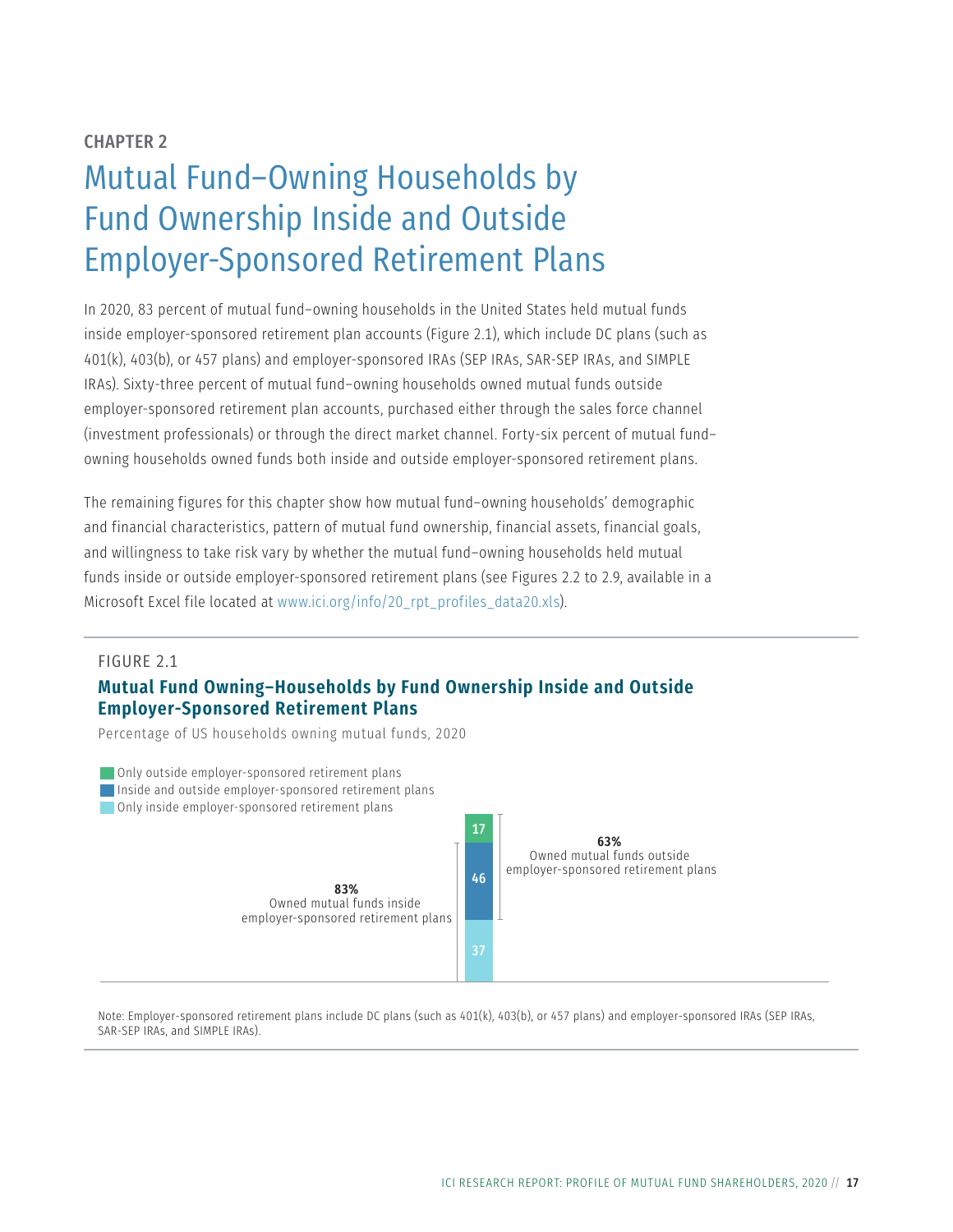CHAPTER 2

# Mutual Fund–Owning Households by Fund Ownership Inside and Outside Employer-Sponsored Retirement Plans

In 2020, 83 percent of mutual fund–owning households in the United States held mutual funds inside employer-sponsored retirement plan accounts (Figure 2.1), which include DC plans (such as 401(k), 403(b), or 457 plans) and employer-sponsored IRAs (SEP IRAs, SAR-SEP IRAs, and SIMPLE IRAs). Sixty-three percent of mutual fund–owning households owned mutual funds outside employer-sponsored retirement plan accounts, purchased either through the sales force channel (investment professionals) or through the direct market channel. Forty-six percent of mutual fund–owning households owned funds both inside and outside employer-sponsored retirement plans.

The remaining figures for this chapter show how mutual fund–owning households' demographic and financial characteristics, pattern of mutual fund ownership, financial assets, financial goals, and willingness to take risk vary by whether the mutual fund–owning households held mutual funds inside or outside employer-sponsored retirement plans (see Figures 2.2 to 2.9, available in a Microsoft Excel file located at www.ici.org/info/20_rpt_profiles_data20.xls).

FIGURE 2.1

**Mutual Fund Owning–Households by Fund Ownership Inside and Outside Employer-Sponsored Retirement Plans**

Percentage of US households owning mutual funds, 2020

| Category | Percent |
|---|---|
| Only outside employer-sponsored retirement plans | 17 |
| Inside and outside employer-sponsored retirement plans | 46 |
| Only inside employer-sponsored retirement plans | 37 |

**83%** Owned mutual funds inside employer-sponsored retirement plans

**63%** Owned mutual funds outside employer-sponsored retirement plans

Note: Employer-sponsored retirement plans include DC plans (such as 401(k), 403(b), or 457 plans) and employer-sponsored IRAs (SEP IRAs, SAR-SEP IRAs, and SIMPLE IRAs).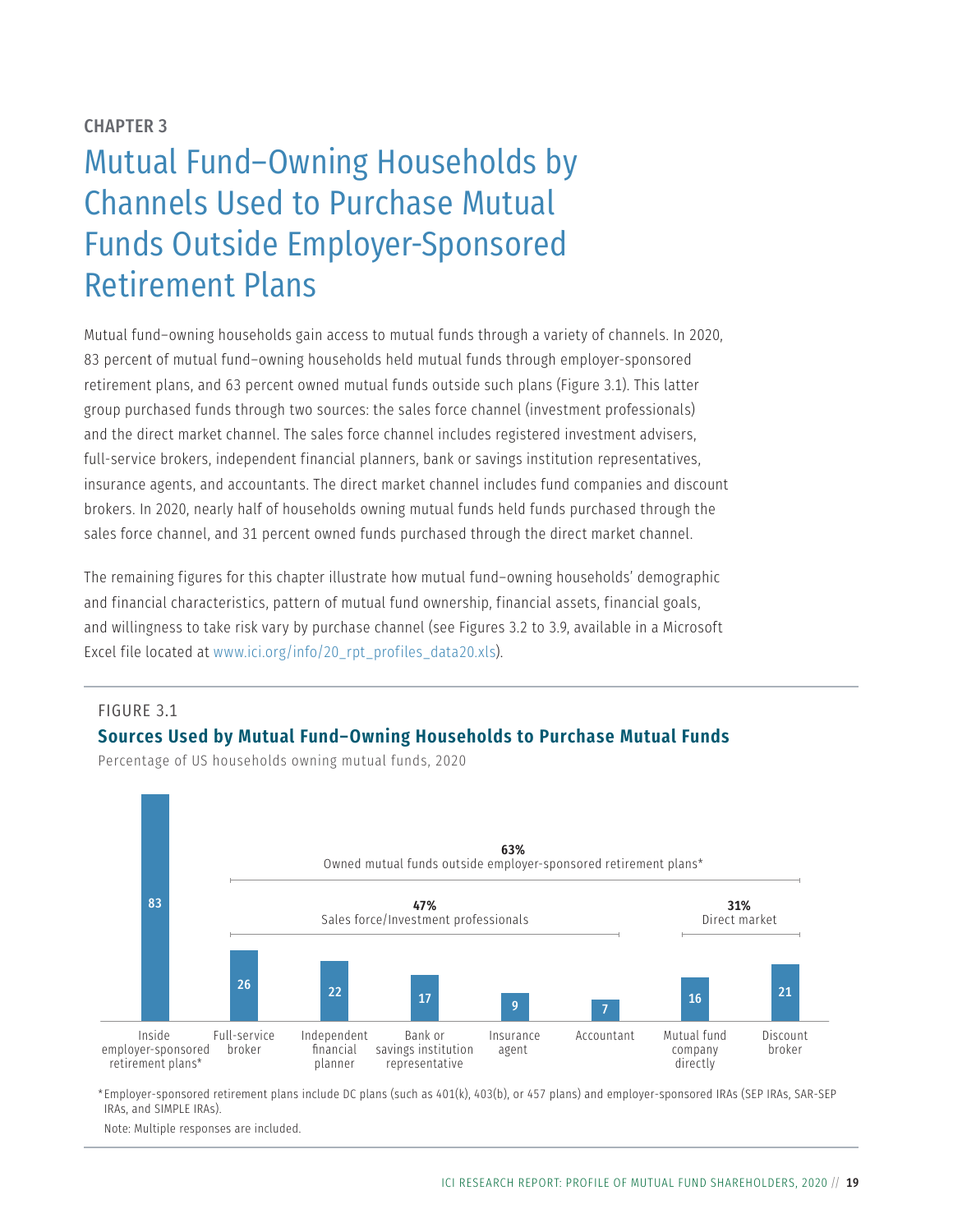CHAPTER 3

# Mutual Fund–Owning Households by Channels Used to Purchase Mutual Funds Outside Employer-Sponsored Retirement Plans

Mutual fund–owning households gain access to mutual funds through a variety of channels. In 2020, 83 percent of mutual fund–owning households held mutual funds through employer-sponsored retirement plans, and 63 percent owned mutual funds outside such plans (Figure 3.1). This latter group purchased funds through two sources: the sales force channel (investment professionals) and the direct market channel. The sales force channel includes registered investment advisers, full-service brokers, independent financial planners, bank or savings institution representatives, insurance agents, and accountants. The direct market channel includes fund companies and discount brokers. In 2020, nearly half of households owning mutual funds held funds purchased through the sales force channel, and 31 percent owned funds purchased through the direct market channel.

The remaining figures for this chapter illustrate how mutual fund–owning households' demographic and financial characteristics, pattern of mutual fund ownership, financial assets, financial goals, and willingness to take risk vary by purchase channel (see Figures 3.2 to 3.9, available in a Microsoft Excel file located at www.ici.org/info/20_rpt_profiles_data20.xls).

FIGURE 3.1

**Sources Used by Mutual Fund–Owning Households to Purchase Mutual Funds**

Percentage of US households owning mutual funds, 2020

| Source | Percent |
|---|---|
| Inside employer-sponsored retirement plans* | 83 |
| **63% Owned mutual funds outside employer-sponsored retirement plans*** | |
| **47% Sales force/Investment professionals** | |
| Full-service broker | 26 |
| Independent financial planner | 22 |
| Bank or savings institution representative | 17 |
| Insurance agent | 9 |
| Accountant | 7 |
| **31% Direct market** | |
| Mutual fund company directly | 16 |
| Discount broker | 21 |

*Employer-sponsored retirement plans include DC plans (such as 401(k), 403(b), or 457 plans) and employer-sponsored IRAs (SEP IRAs, SAR-SEP IRAs, and SIMPLE IRAs).

Note: Multiple responses are included.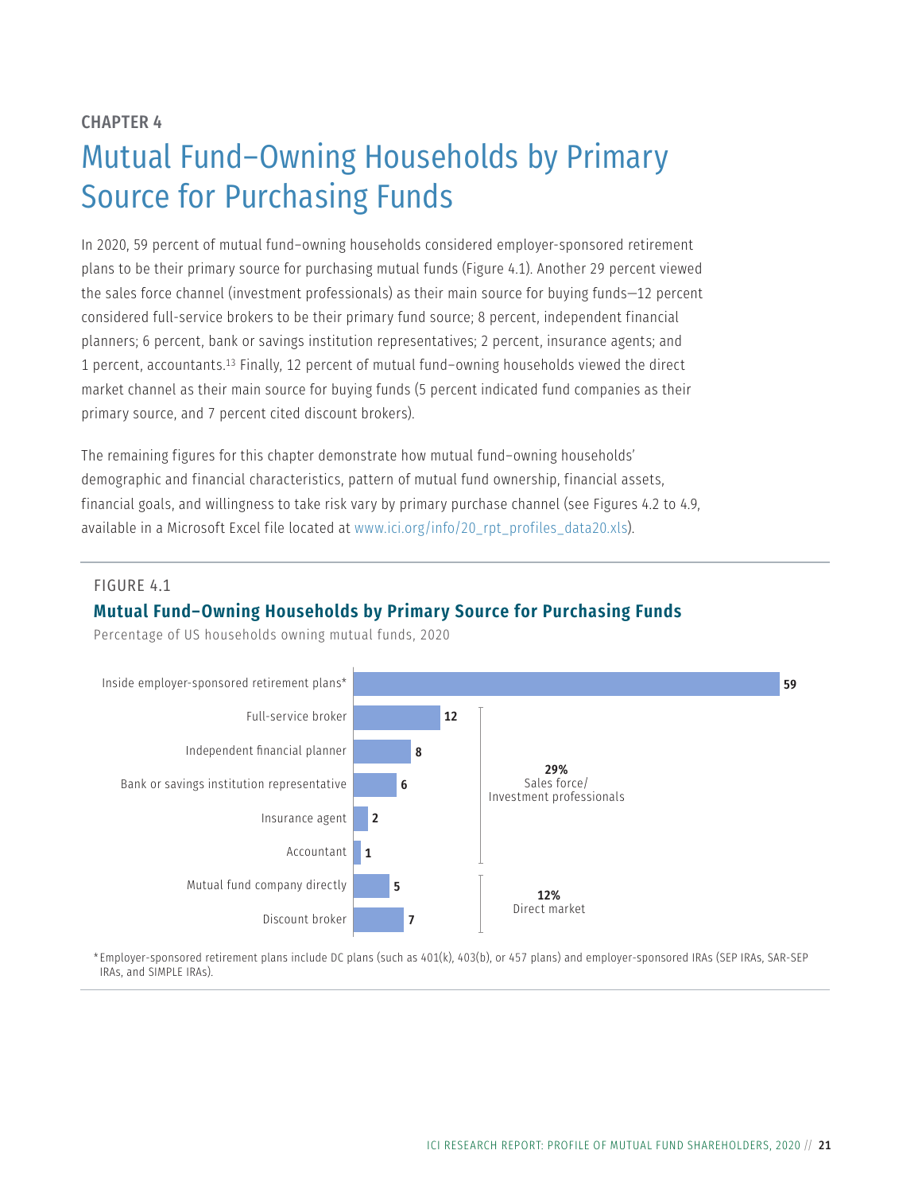CHAPTER 4

# Mutual Fund–Owning Households by Primary Source for Purchasing Funds

In 2020, 59 percent of mutual fund–owning households considered employer-sponsored retirement plans to be their primary source for purchasing mutual funds (Figure 4.1). Another 29 percent viewed the sales force channel (investment professionals) as their main source for buying funds—12 percent considered full-service brokers to be their primary fund source; 8 percent, independent financial planners; 6 percent, bank or savings institution representatives; 2 percent, insurance agents; and 1 percent, accountants.[13] Finally, 12 percent of mutual fund–owning households viewed the direct market channel as their main source for buying funds (5 percent indicated fund companies as their primary source, and 7 percent cited discount brokers).

The remaining figures for this chapter demonstrate how mutual fund–owning households' demographic and financial characteristics, pattern of mutual fund ownership, financial assets, financial goals, and willingness to take risk vary by primary purchase channel (see Figures 4.2 to 4.9, available in a Microsoft Excel file located at www.ici.org/info/20_rpt_profiles_data20.xls).

FIGURE 4.1

**Mutual Fund–Owning Households by Primary Source for Purchasing Funds**

Percentage of US households owning mutual funds, 2020

| Source | Percentage | Channel |
|---|---|---|
| Inside employer-sponsored retirement plans* | 59 | |
| Full-service broker | 12 | 29% Sales force/Investment professionals |
| Independent financial planner | 8 | |
| Bank or savings institution representative | 6 | |
| Insurance agent | 2 | |
| Accountant | 1 | |
| Mutual fund company directly | 5 | 12% Direct market |
| Discount broker | 7 | |

*Employer-sponsored retirement plans include DC plans (such as 401(k), 403(b), or 457 plans) and employer-sponsored IRAs (SEP IRAs, SAR-SEP IRAs, and SIMPLE IRAs).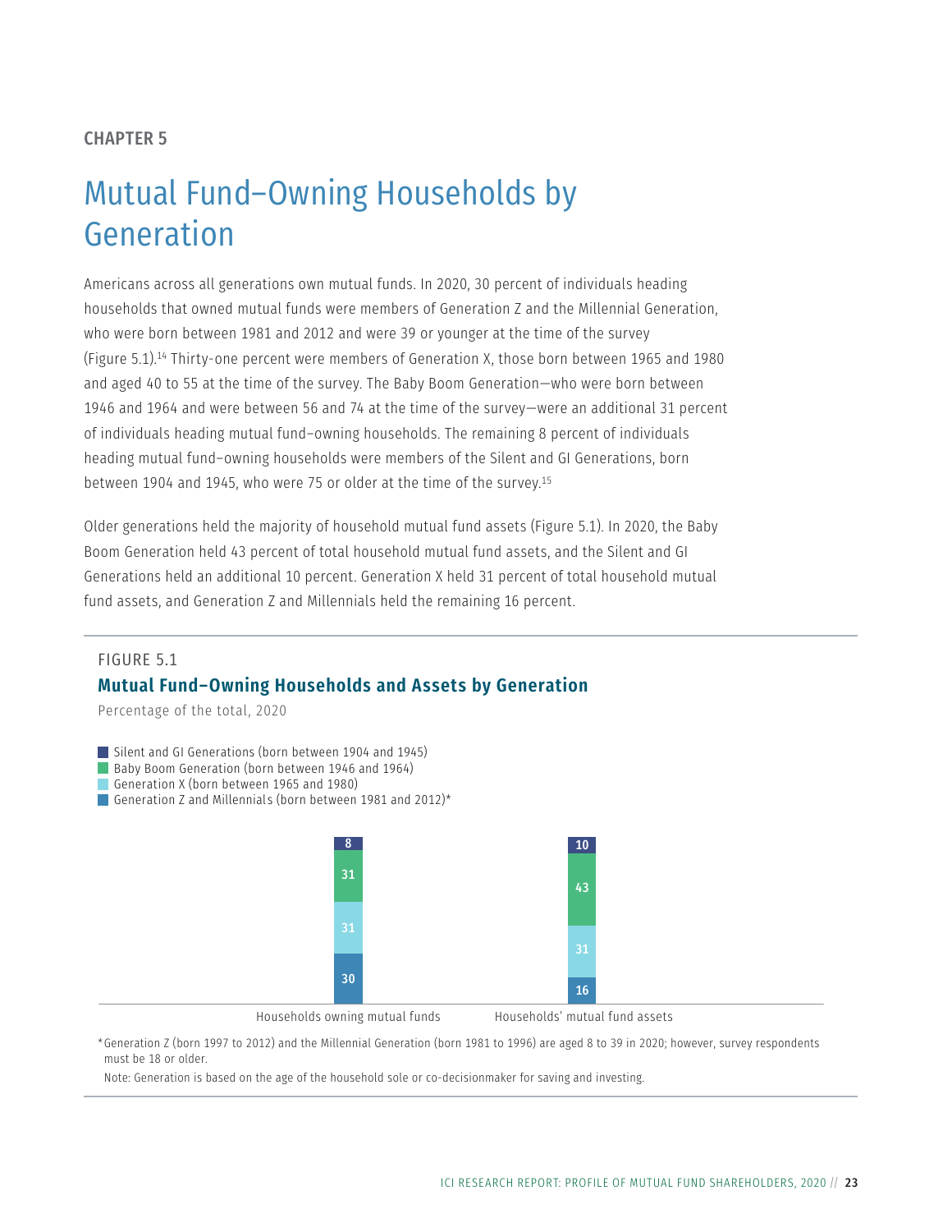CHAPTER 5

# Mutual Fund–Owning Households by Generation

Americans across all generations own mutual funds. In 2020, 30 percent of individuals heading households that owned mutual funds were members of Generation Z and the Millennial Generation, who were born between 1981 and 2012 and were 39 or younger at the time of the survey (Figure 5.1).[14] Thirty-one percent were members of Generation X, those born between 1965 and 1980 and aged 40 to 55 at the time of the survey. The Baby Boom Generation—who were born between 1946 and 1964 and were between 56 and 74 at the time of the survey—were an additional 31 percent of individuals heading mutual fund–owning households. The remaining 8 percent of individuals heading mutual fund–owning households were members of the Silent and GI Generations, born between 1904 and 1945, who were 75 or older at the time of the survey.[15]

Older generations held the majority of household mutual fund assets (Figure 5.1). In 2020, the Baby Boom Generation held 43 percent of total household mutual fund assets, and the Silent and GI Generations held an additional 10 percent. Generation X held 31 percent of total household mutual fund assets, and Generation Z and Millennials held the remaining 16 percent.

FIGURE 5.1

**Mutual Fund–Owning Households and Assets by Generation**

Percentage of the total, 2020

| | Households owning mutual funds | Households' mutual fund assets |
|---|---|---|
| Silent and GI Generations (born between 1904 and 1945) | 8 | 10 |
| Baby Boom Generation (born between 1946 and 1964) | 31 | 43 |
| Generation X (born between 1965 and 1980) | 31 | 31 |
| Generation Z and Millennials (born between 1981 and 2012)* | 30 | 16 |

*Generation Z (born 1997 to 2012) and the Millennial Generation (born 1981 to 1996) are aged 8 to 39 in 2020; however, survey respondents must be 18 or older.

Note: Generation is based on the age of the household sole or co-decisionmaker for saving and investing.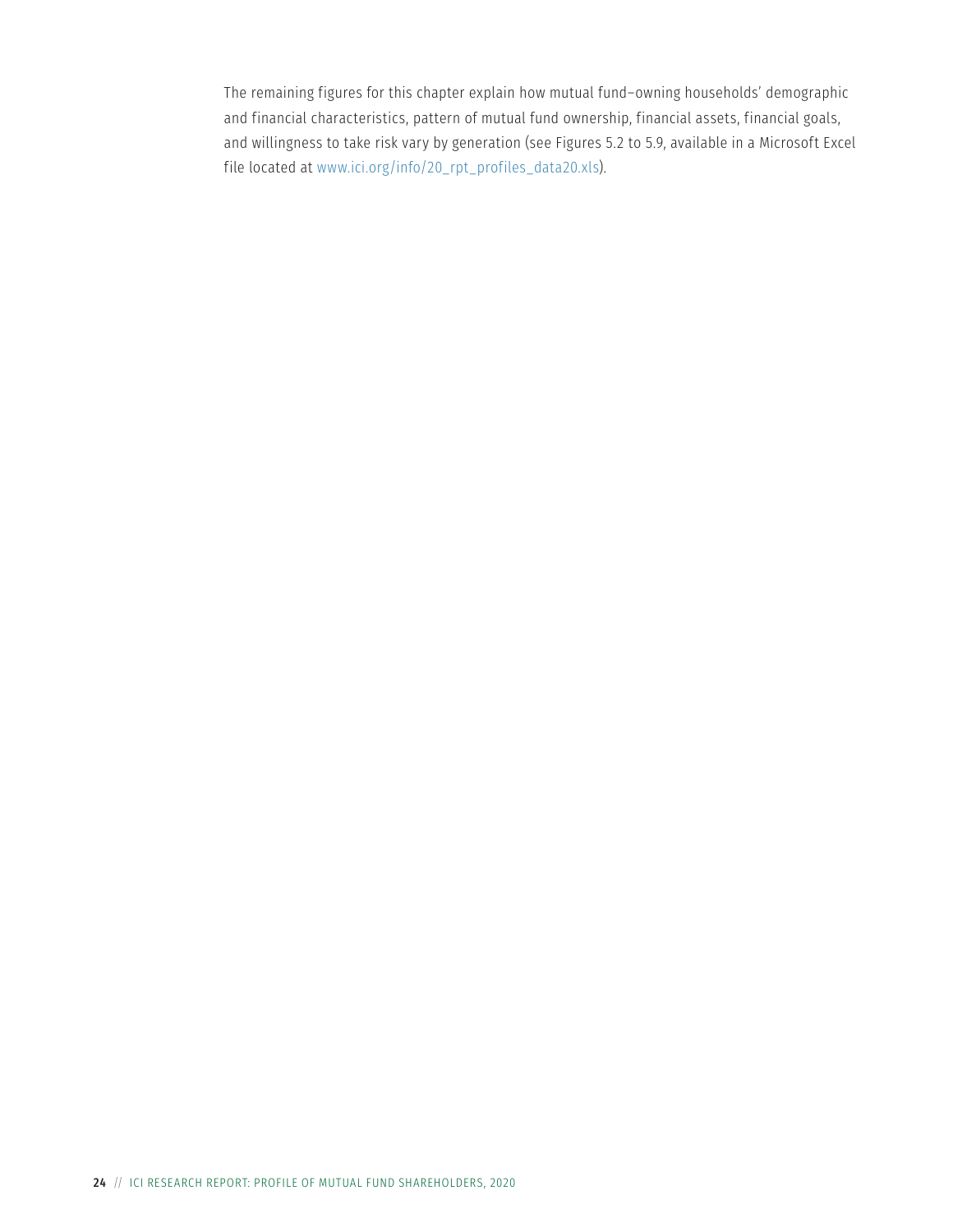The remaining figures for this chapter explain how mutual fund–owning households' demographic and financial characteristics, pattern of mutual fund ownership, financial assets, financial goals, and willingness to take risk vary by generation (see Figures 5.2 to 5.9, available in a Microsoft Excel file located at www.ici.org/info/20_rpt_profiles_data20.xls).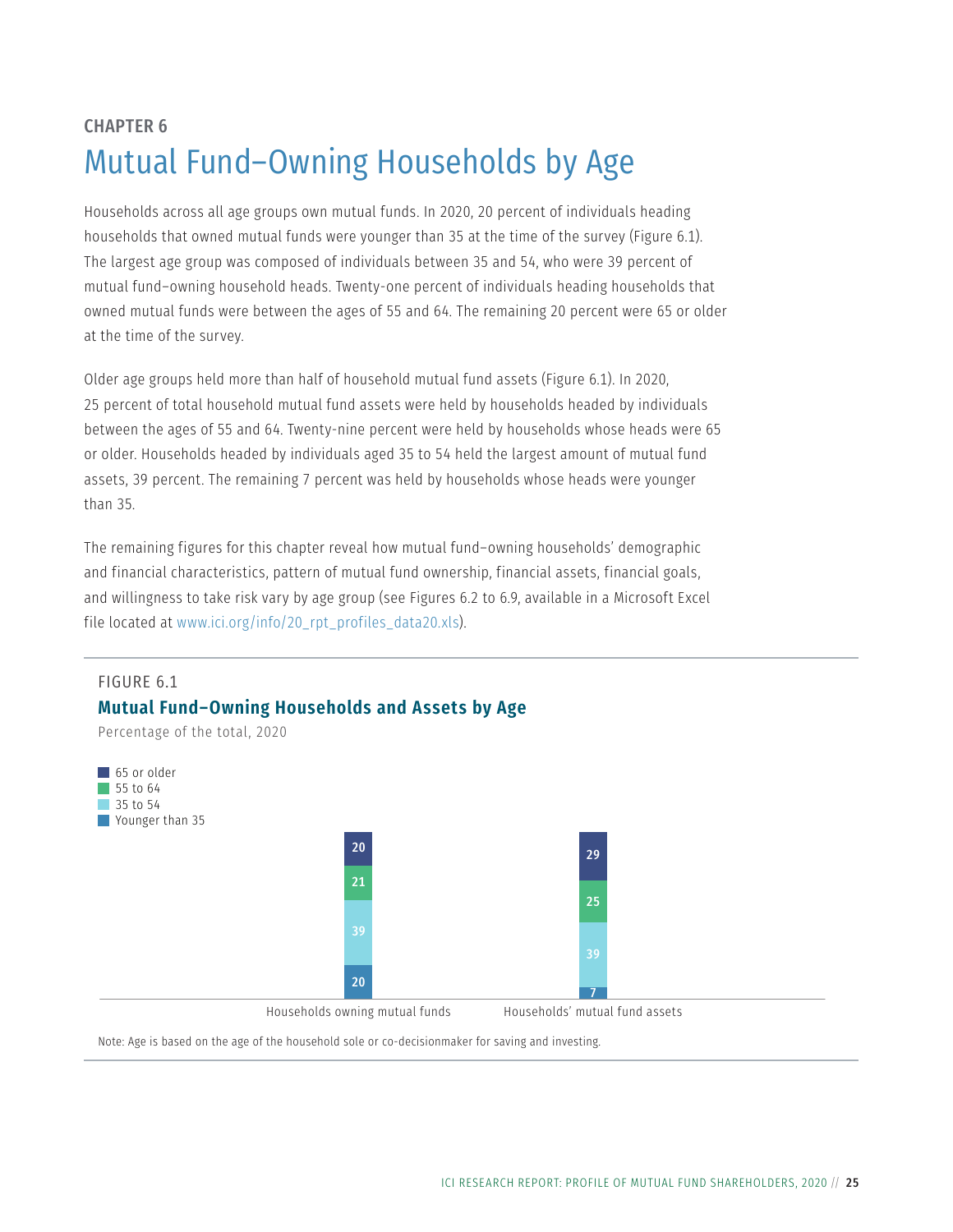CHAPTER 6

# Mutual Fund–Owning Households by Age

Households across all age groups own mutual funds. In 2020, 20 percent of individuals heading households that owned mutual funds were younger than 35 at the time of the survey (Figure 6.1). The largest age group was composed of individuals between 35 and 54, who were 39 percent of mutual fund–owning household heads. Twenty-one percent of individuals heading households that owned mutual funds were between the ages of 55 and 64. The remaining 20 percent were 65 or older at the time of the survey.

Older age groups held more than half of household mutual fund assets (Figure 6.1). In 2020, 25 percent of total household mutual fund assets were held by households headed by individuals between the ages of 55 and 64. Twenty-nine percent were held by households whose heads were 65 or older. Households headed by individuals aged 35 to 54 held the largest amount of mutual fund assets, 39 percent. The remaining 7 percent was held by households whose heads were younger than 35.

The remaining figures for this chapter reveal how mutual fund–owning households' demographic and financial characteristics, pattern of mutual fund ownership, financial assets, financial goals, and willingness to take risk vary by age group (see Figures 6.2 to 6.9, available in a Microsoft Excel file located at www.ici.org/info/20_rpt_profiles_data20.xls).

FIGURE 6.1

**Mutual Fund–Owning Households and Assets by Age**

Percentage of the total, 2020

| | Households owning mutual funds | Households' mutual fund assets |
|---|---|---|
| 65 or older | 20 | 29 |
| 55 to 64 | 21 | 25 |
| 35 to 54 | 39 | 39 |
| Younger than 35 | 20 | 7 |

Note: Age is based on the age of the household sole or co-decisionmaker for saving and investing.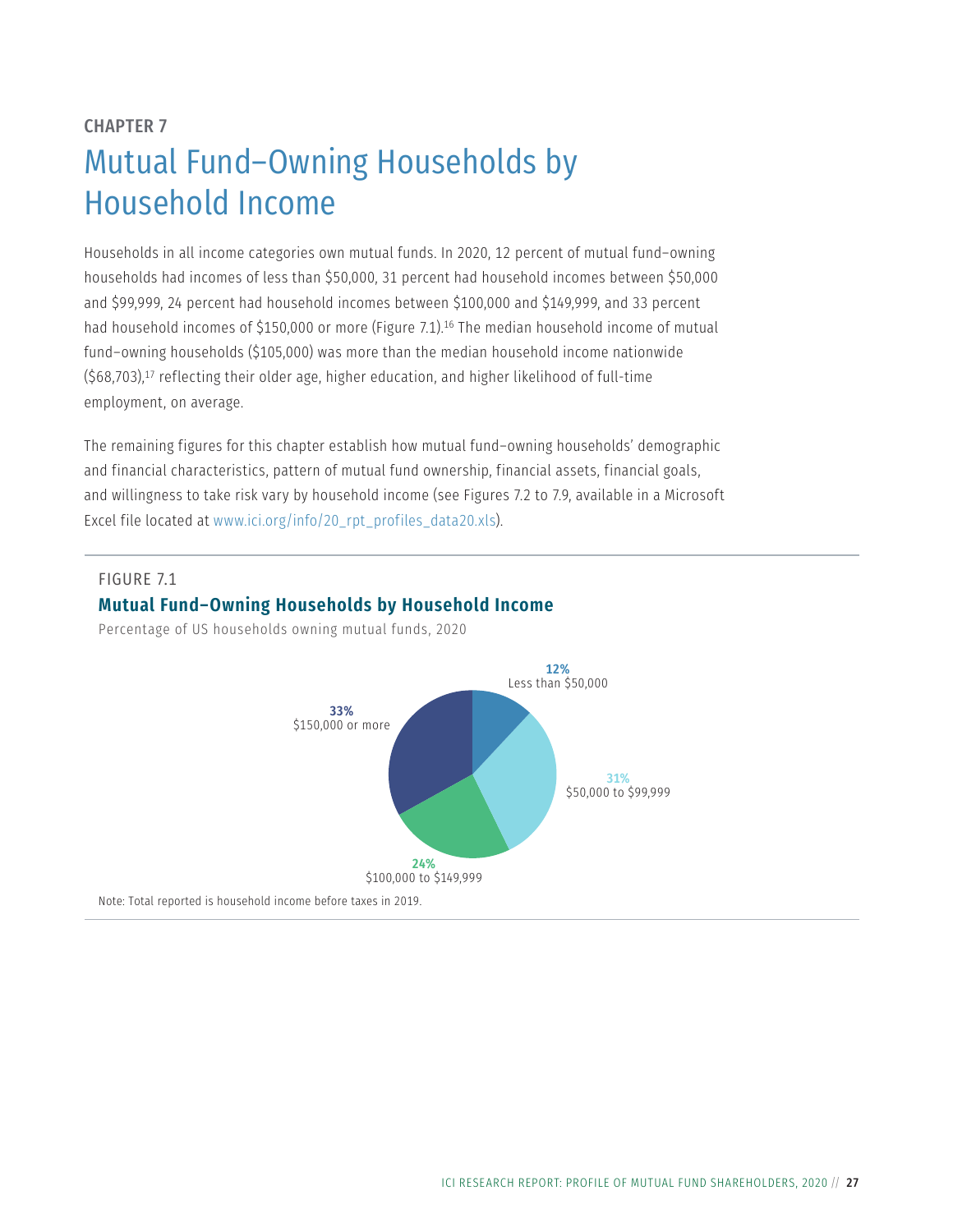CHAPTER 7

# Mutual Fund–Owning Households by Household Income

Households in all income categories own mutual funds. In 2020, 12 percent of mutual fund–owning households had incomes of less than $50,000, 31 percent had household incomes between $50,000 and $99,999, 24 percent had household incomes between $100,000 and $149,999, and 33 percent had household incomes of $150,000 or more (Figure 7.1).[16] The median household income of mutual fund–owning households ($105,000) was more than the median household income nationwide ($68,703),[17] reflecting their older age, higher education, and higher likelihood of full-time employment, on average.

The remaining figures for this chapter establish how mutual fund–owning households' demographic and financial characteristics, pattern of mutual fund ownership, financial assets, financial goals, and willingness to take risk vary by household income (see Figures 7.2 to 7.9, available in a Microsoft Excel file located at www.ici.org/info/20_rpt_profiles_data20.xls).

FIGURE 7.1

**Mutual Fund–Owning Households by Household Income**

Percentage of US households owning mutual funds, 2020

| Household income | Percentage |
|---|---|
| Less than $50,000 | 12% |
| $50,000 to $99,999 | 31% |
| $100,000 to $149,999 | 24% |
| $150,000 or more | 33% |

Note: Total reported is household income before taxes in 2019.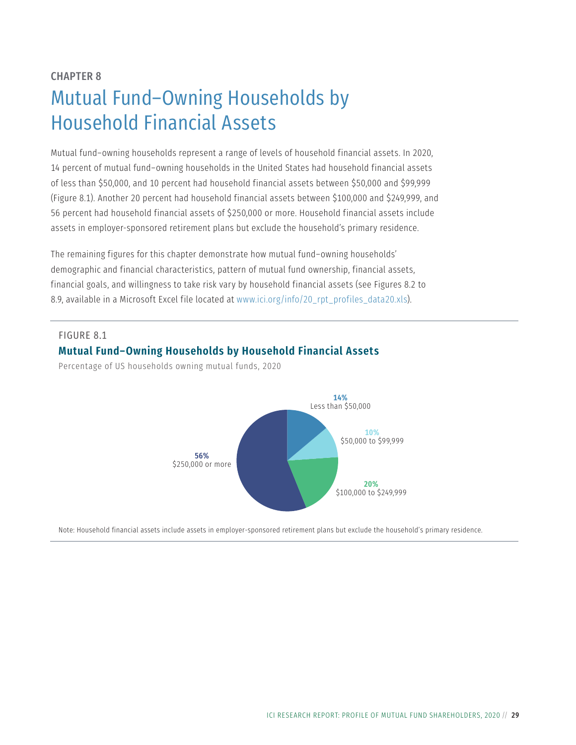CHAPTER 8

# Mutual Fund–Owning Households by Household Financial Assets

Mutual fund–owning households represent a range of levels of household financial assets. In 2020, 14 percent of mutual fund–owning households in the United States had household financial assets of less than $50,000, and 10 percent had household financial assets between $50,000 and $99,999 (Figure 8.1). Another 20 percent had household financial assets between $100,000 and $249,999, and 56 percent had household financial assets of $250,000 or more. Household financial assets include assets in employer-sponsored retirement plans but exclude the household's primary residence.

The remaining figures for this chapter demonstrate how mutual fund–owning households' demographic and financial characteristics, pattern of mutual fund ownership, financial assets, financial goals, and willingness to take risk vary by household financial assets (see Figures 8.2 to 8.9, available in a Microsoft Excel file located at www.ici.org/info/20_rpt_profiles_data20.xls).

FIGURE 8.1

**Mutual Fund–Owning Households by Household Financial Assets**

Percentage of US households owning mutual funds, 2020

| Household financial assets | Percentage |
|---|---|
| Less than $50,000 | 14% |
| $50,000 to $99,999 | 10% |
| $100,000 to $249,999 | 20% |
| $250,000 or more | 56% |

Note: Household financial assets include assets in employer-sponsored retirement plans but exclude the household's primary residence.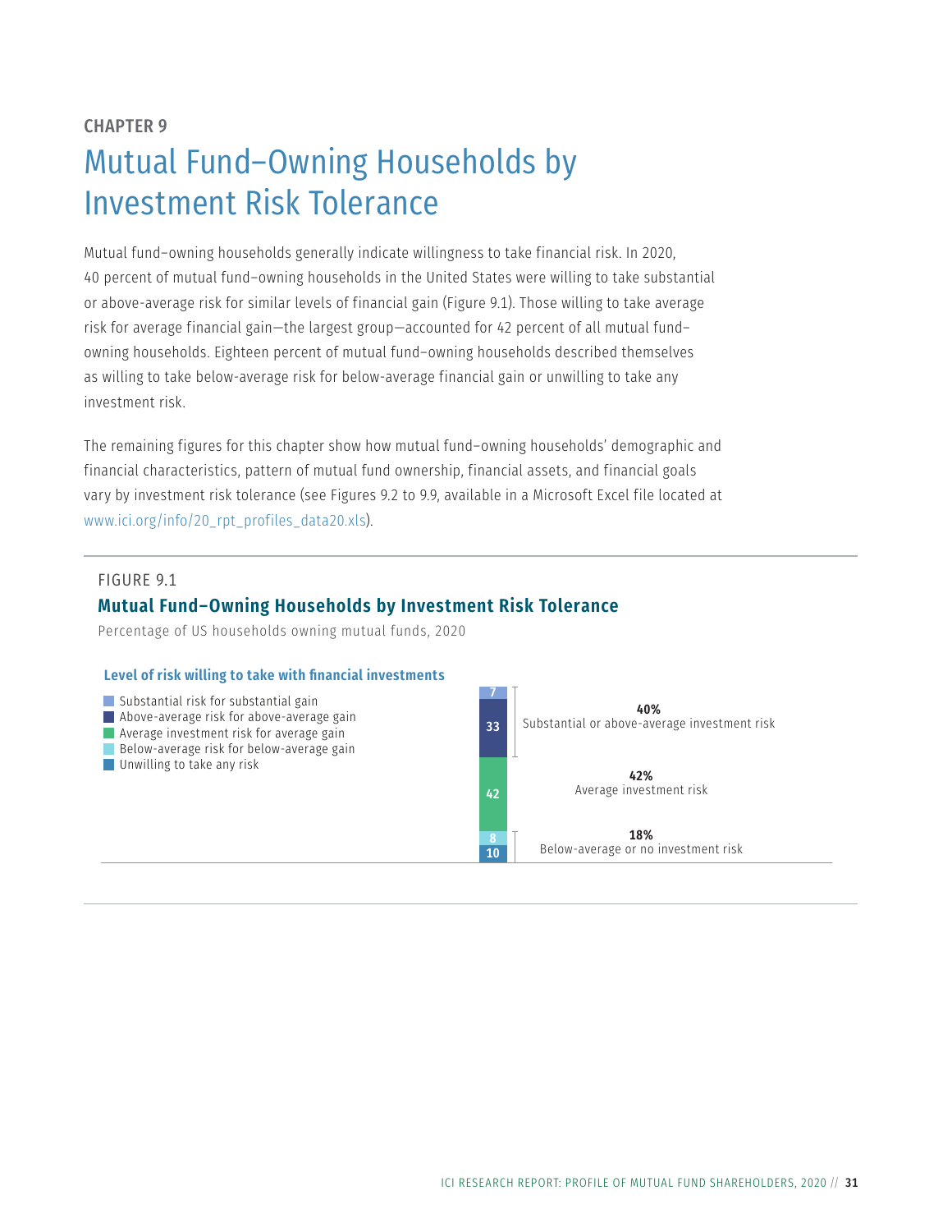CHAPTER 9

# Mutual Fund–Owning Households by Investment Risk Tolerance

Mutual fund–owning households generally indicate willingness to take financial risk. In 2020, 40 percent of mutual fund–owning households in the United States were willing to take substantial or above-average risk for similar levels of financial gain (Figure 9.1). Those willing to take average risk for average financial gain—the largest group—accounted for 42 percent of all mutual fund–owning households. Eighteen percent of mutual fund–owning households described themselves as willing to take below-average risk for below-average financial gain or unwilling to take any investment risk.

The remaining figures for this chapter show how mutual fund–owning households' demographic and financial characteristics, pattern of mutual fund ownership, financial assets, and financial goals vary by investment risk tolerance (see Figures 9.2 to 9.9, available in a Microsoft Excel file located at www.ici.org/info/20_rpt_profiles_data20.xls).

FIGURE 9.1

**Mutual Fund–Owning Households by Investment Risk Tolerance**

Percentage of US households owning mutual funds, 2020

**Level of risk willing to take with financial investments**

| Level of risk | Percent | Group total |
|---|---|---|
| Substantial risk for substantial gain | 7 | **40%** Substantial or above-average investment risk |
| Above-average risk for above-average gain | 33 | |
| Average investment risk for average gain | 42 | **42%** Average investment risk |
| Below-average risk for below-average gain | 8 | **18%** Below-average or no investment risk |
| Unwilling to take any risk | 10 | |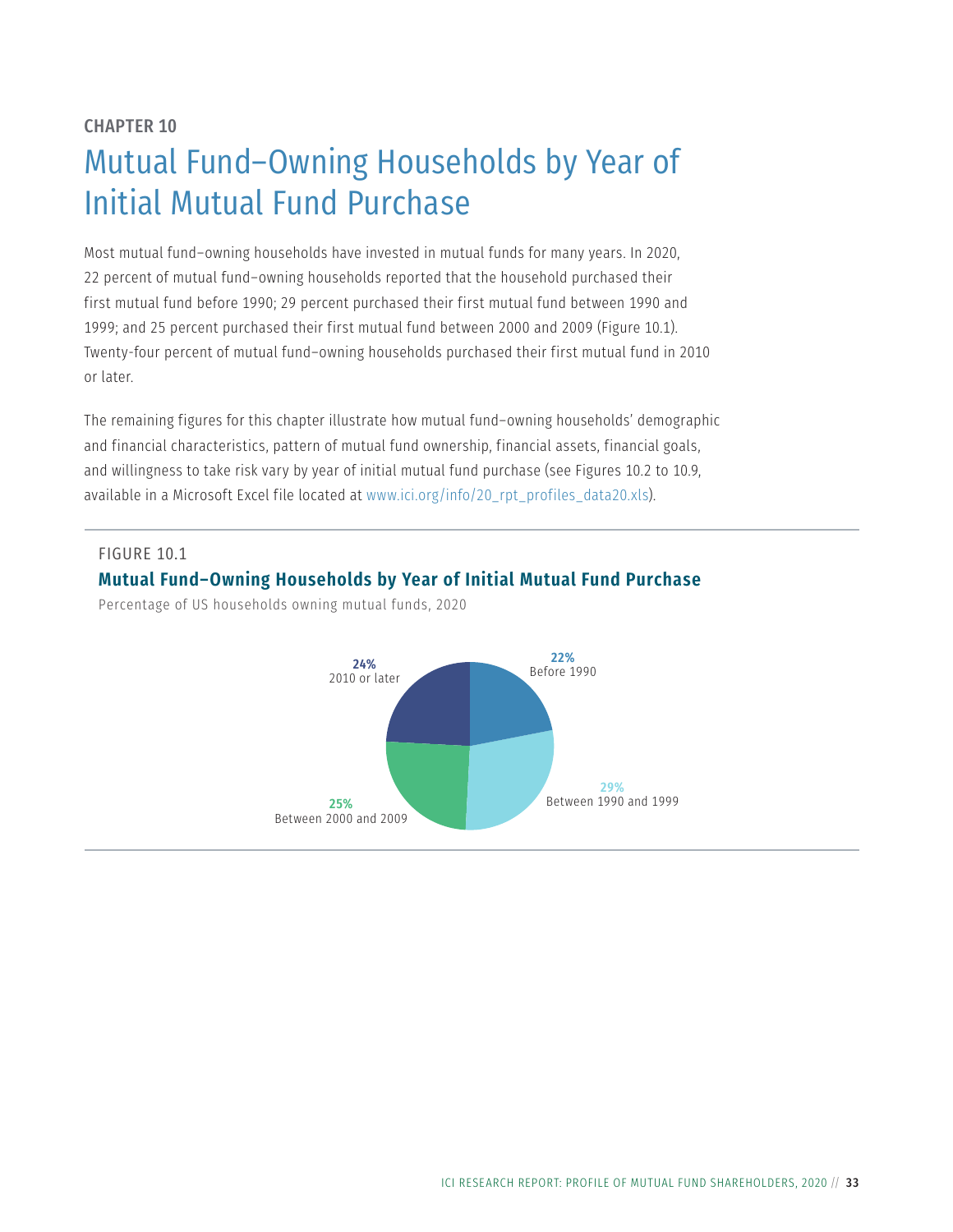CHAPTER 10

# Mutual Fund–Owning Households by Year of Initial Mutual Fund Purchase

Most mutual fund–owning households have invested in mutual funds for many years. In 2020, 22 percent of mutual fund–owning households reported that the household purchased their first mutual fund before 1990; 29 percent purchased their first mutual fund between 1990 and 1999; and 25 percent purchased their first mutual fund between 2000 and 2009 (Figure 10.1). Twenty-four percent of mutual fund–owning households purchased their first mutual fund in 2010 or later.

The remaining figures for this chapter illustrate how mutual fund–owning households' demographic and financial characteristics, pattern of mutual fund ownership, financial assets, financial goals, and willingness to take risk vary by year of initial mutual fund purchase (see Figures 10.2 to 10.9, available in a Microsoft Excel file located at www.ici.org/info/20_rpt_profiles_data20.xls).

FIGURE 10.1

**Mutual Fund–Owning Households by Year of Initial Mutual Fund Purchase**

Percentage of US households owning mutual funds, 2020

| Year of initial purchase | Percentage |
|---|---|
| Before 1990 | 22% |
| Between 1990 and 1999 | 29% |
| Between 2000 and 2009 | 25% |
| 2010 or later | 24% |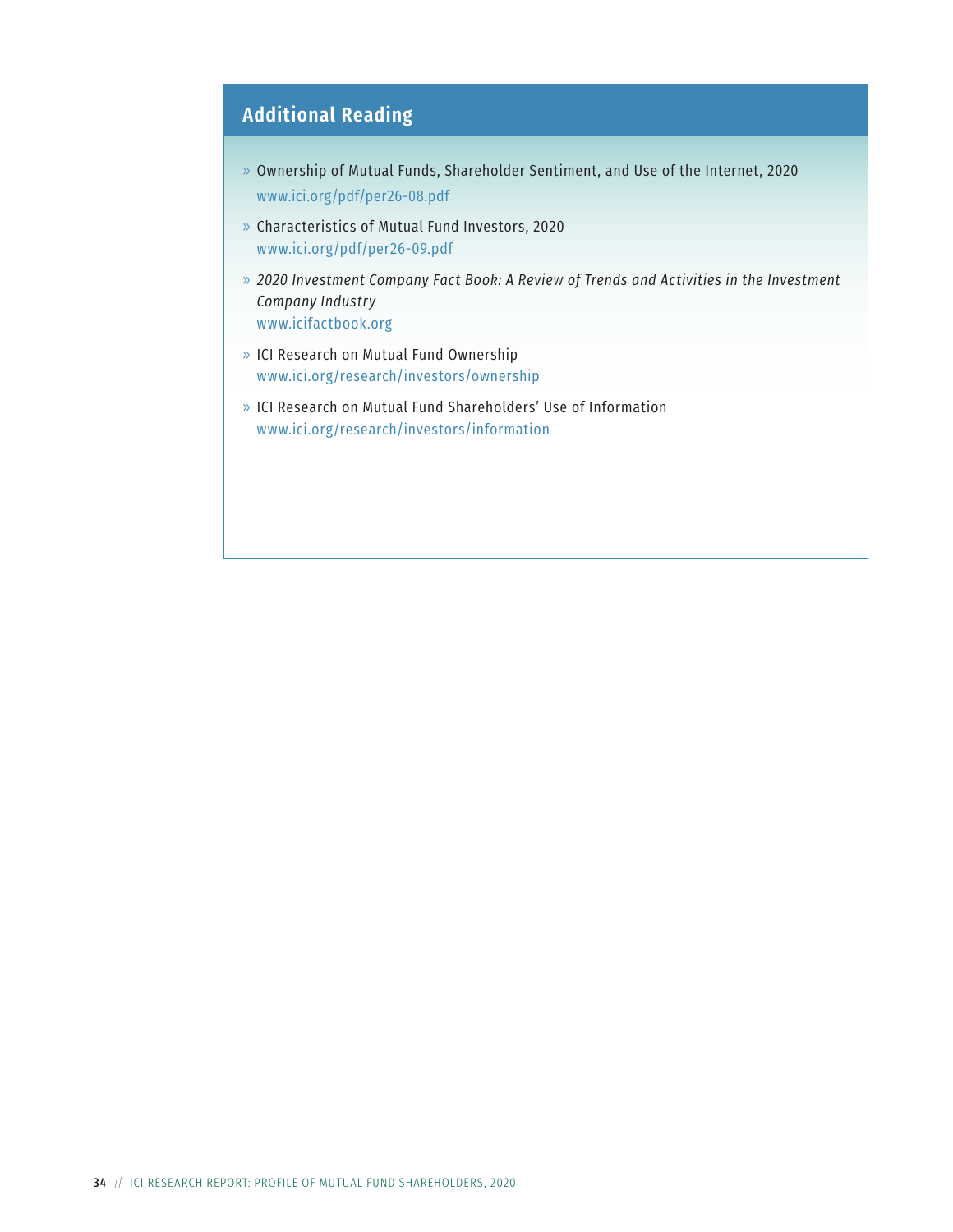## Additional Reading

- Ownership of Mutual Funds, Shareholder Sentiment, and Use of the Internet, 2020
  www.ici.org/pdf/per26-08.pdf
- Characteristics of Mutual Fund Investors, 2020
  www.ici.org/pdf/per26-09.pdf
- *2020 Investment Company Fact Book: A Review of Trends and Activities in the Investment Company Industry*
  www.icifactbook.org
- ICI Research on Mutual Fund Ownership
  www.ici.org/research/investors/ownership
- ICI Research on Mutual Fund Shareholders' Use of Information
  www.ici.org/research/investors/information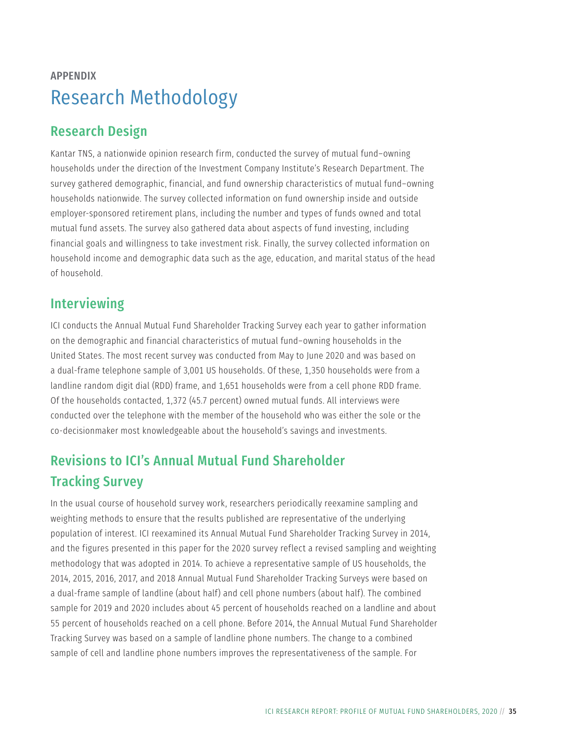APPENDIX

# Research Methodology

## Research Design

Kantar TNS, a nationwide opinion research firm, conducted the survey of mutual fund–owning households under the direction of the Investment Company Institute's Research Department. The survey gathered demographic, financial, and fund ownership characteristics of mutual fund–owning households nationwide. The survey collected information on fund ownership inside and outside employer-sponsored retirement plans, including the number and types of funds owned and total mutual fund assets. The survey also gathered data about aspects of fund investing, including financial goals and willingness to take investment risk. Finally, the survey collected information on household income and demographic data such as the age, education, and marital status of the head of household.

## Interviewing

ICI conducts the Annual Mutual Fund Shareholder Tracking Survey each year to gather information on the demographic and financial characteristics of mutual fund–owning households in the United States. The most recent survey was conducted from May to June 2020 and was based on a dual-frame telephone sample of 3,001 US households. Of these, 1,350 households were from a landline random digit dial (RDD) frame, and 1,651 households were from a cell phone RDD frame. Of the households contacted, 1,372 (45.7 percent) owned mutual funds. All interviews were conducted over the telephone with the member of the household who was either the sole or the co-decisionmaker most knowledgeable about the household's savings and investments.

## Revisions to ICI's Annual Mutual Fund Shareholder Tracking Survey

In the usual course of household survey work, researchers periodically reexamine sampling and weighting methods to ensure that the results published are representative of the underlying population of interest. ICI reexamined its Annual Mutual Fund Shareholder Tracking Survey in 2014, and the figures presented in this paper for the 2020 survey reflect a revised sampling and weighting methodology that was adopted in 2014. To achieve a representative sample of US households, the 2014, 2015, 2016, 2017, and 2018 Annual Mutual Fund Shareholder Tracking Surveys were based on a dual-frame sample of landline (about half) and cell phone numbers (about half). The combined sample for 2019 and 2020 includes about 45 percent of households reached on a landline and about 55 percent of households reached on a cell phone. Before 2014, the Annual Mutual Fund Shareholder Tracking Survey was based on a sample of landline phone numbers. The change to a combined sample of cell and landline phone numbers improves the representativeness of the sample. For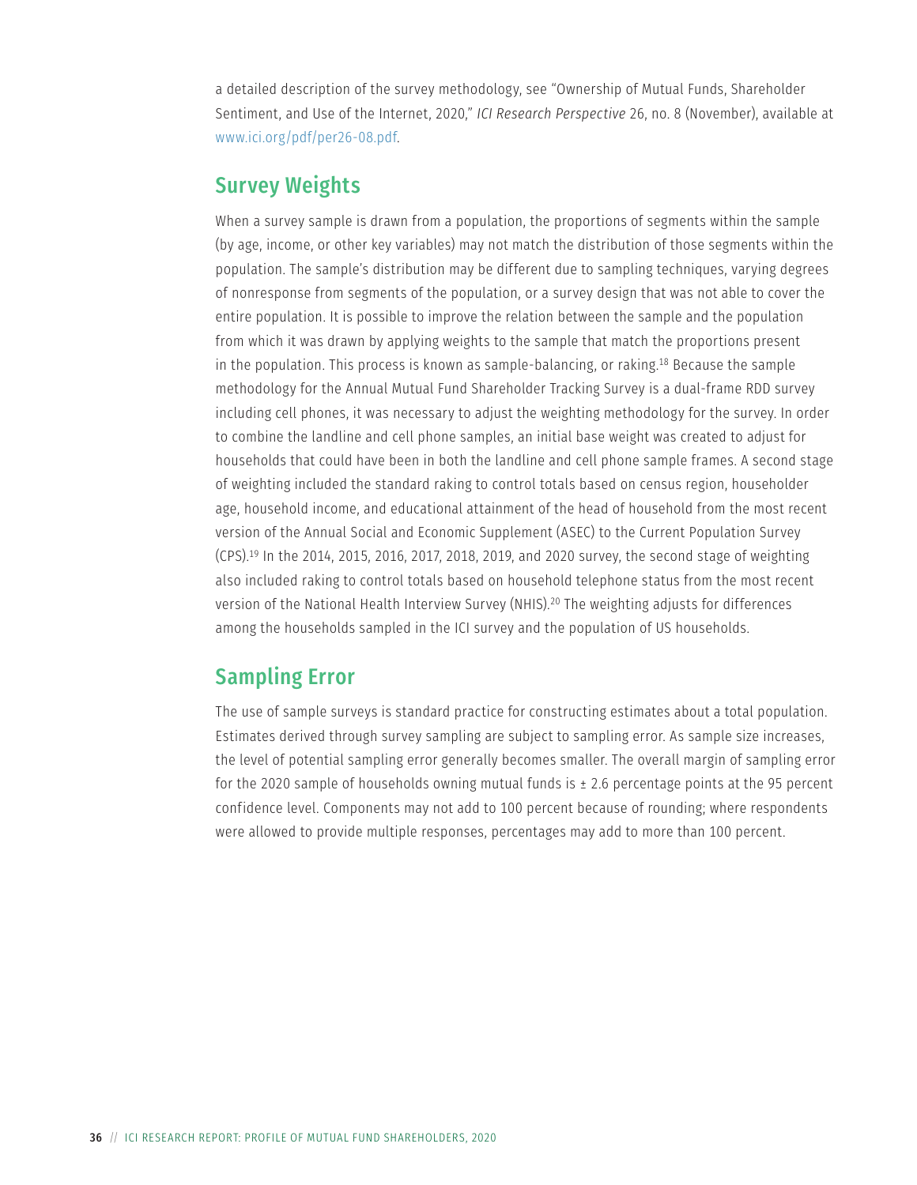a detailed description of the survey methodology, see "Ownership of Mutual Funds, Shareholder Sentiment, and Use of the Internet, 2020," *ICI Research Perspective* 26, no. 8 (November), available at www.ici.org/pdf/per26-08.pdf.

## Survey Weights

When a survey sample is drawn from a population, the proportions of segments within the sample (by age, income, or other key variables) may not match the distribution of those segments within the population. The sample's distribution may be different due to sampling techniques, varying degrees of nonresponse from segments of the population, or a survey design that was not able to cover the entire population. It is possible to improve the relation between the sample and the population from which it was drawn by applying weights to the sample that match the proportions present in the population. This process is known as sample-balancing, or raking.[18] Because the sample methodology for the Annual Mutual Fund Shareholder Tracking Survey is a dual-frame RDD survey including cell phones, it was necessary to adjust the weighting methodology for the survey. In order to combine the landline and cell phone samples, an initial base weight was created to adjust for households that could have been in both the landline and cell phone sample frames. A second stage of weighting included the standard raking to control totals based on census region, householder age, household income, and educational attainment of the head of household from the most recent version of the Annual Social and Economic Supplement (ASEC) to the Current Population Survey (CPS).[19] In the 2014, 2015, 2016, 2017, 2018, 2019, and 2020 survey, the second stage of weighting also included raking to control totals based on household telephone status from the most recent version of the National Health Interview Survey (NHIS).[20] The weighting adjusts for differences among the households sampled in the ICI survey and the population of US households.

## Sampling Error

The use of sample surveys is standard practice for constructing estimates about a total population. Estimates derived through survey sampling are subject to sampling error. As sample size increases, the level of potential sampling error generally becomes smaller. The overall margin of sampling error for the 2020 sample of households owning mutual funds is ± 2.6 percentage points at the 95 percent confidence level. Components may not add to 100 percent because of rounding; where respondents were allowed to provide multiple responses, percentages may add to more than 100 percent.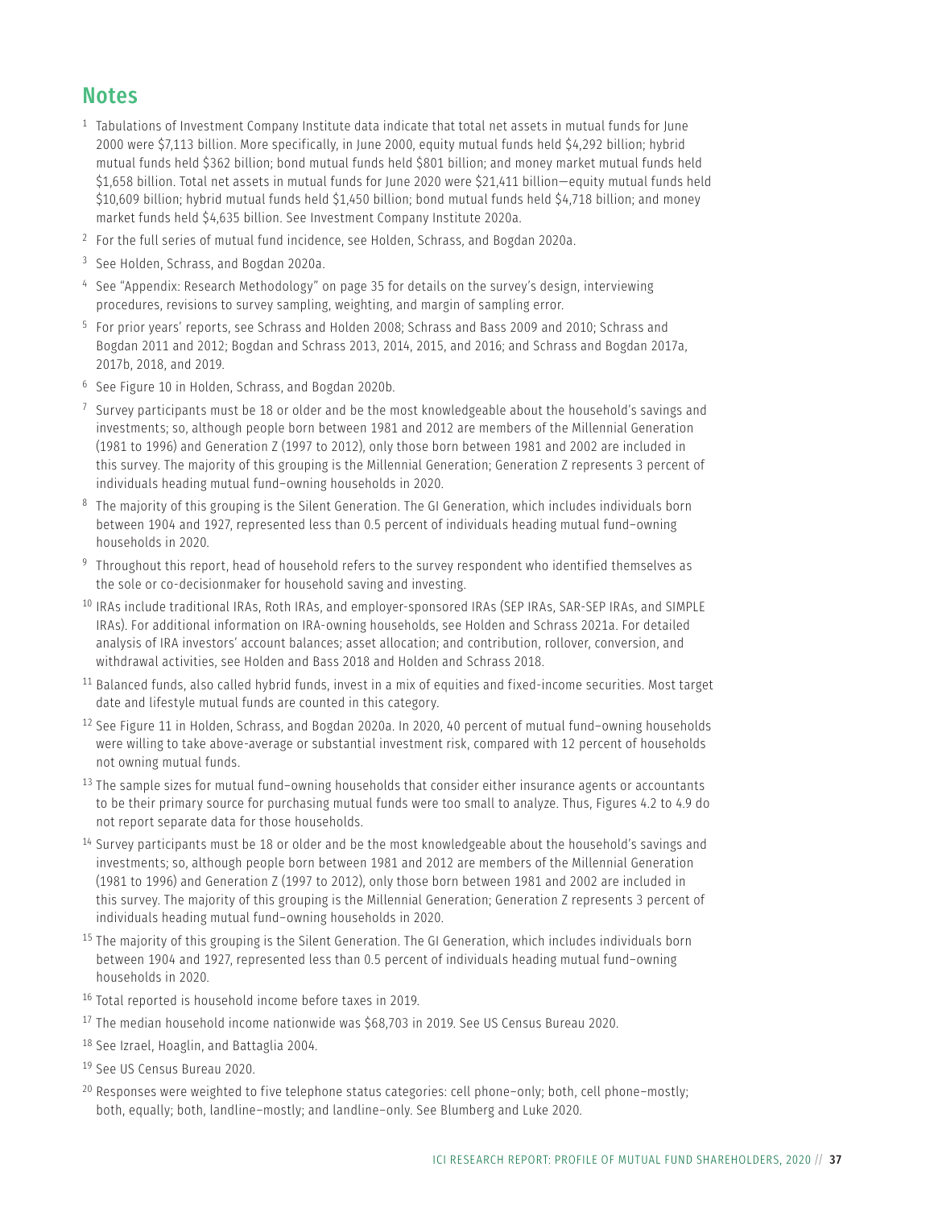## Notes

[1] Tabulations of Investment Company Institute data indicate that total net assets in mutual funds for June 2000 were $7,113 billion. More specifically, in June 2000, equity mutual funds held $4,292 billion; hybrid mutual funds held $362 billion; bond mutual funds held $801 billion; and money market mutual funds held $1,658 billion. Total net assets in mutual funds for June 2020 were $21,411 billion—equity mutual funds held $10,609 billion; hybrid mutual funds held $1,450 billion; bond mutual funds held $4,718 billion; and money market funds held $4,635 billion. See Investment Company Institute 2020a.

[2] For the full series of mutual fund incidence, see Holden, Schrass, and Bogdan 2020a.

[3] See Holden, Schrass, and Bogdan 2020a.

[4] See "Appendix: Research Methodology" on page 35 for details on the survey's design, interviewing procedures, revisions to survey sampling, weighting, and margin of sampling error.

[5] For prior years' reports, see Schrass and Holden 2008; Schrass and Bass 2009 and 2010; Schrass and Bogdan 2011 and 2012; Bogdan and Schrass 2013, 2014, 2015, and 2016; and Schrass and Bogdan 2017a, 2017b, 2018, and 2019.

[6] See Figure 10 in Holden, Schrass, and Bogdan 2020b.

[7] Survey participants must be 18 or older and be the most knowledgeable about the household's savings and investments; so, although people born between 1981 and 2012 are members of the Millennial Generation (1981 to 1996) and Generation Z (1997 to 2012), only those born between 1981 and 2002 are included in this survey. The majority of this grouping is the Millennial Generation; Generation Z represents 3 percent of individuals heading mutual fund–owning households in 2020.

[8] The majority of this grouping is the Silent Generation. The GI Generation, which includes individuals born between 1904 and 1927, represented less than 0.5 percent of individuals heading mutual fund–owning households in 2020.

[9] Throughout this report, head of household refers to the survey respondent who identified themselves as the sole or co-decisionmaker for household saving and investing.

[10] IRAs include traditional IRAs, Roth IRAs, and employer-sponsored IRAs (SEP IRAs, SAR-SEP IRAs, and SIMPLE IRAs). For additional information on IRA-owning households, see Holden and Schrass 2021a. For detailed analysis of IRA investors' account balances; asset allocation; and contribution, rollover, conversion, and withdrawal activities, see Holden and Bass 2018 and Holden and Schrass 2018.

[11] Balanced funds, also called hybrid funds, invest in a mix of equities and fixed-income securities. Most target date and lifestyle mutual funds are counted in this category.

[12] See Figure 11 in Holden, Schrass, and Bogdan 2020a. In 2020, 40 percent of mutual fund–owning households were willing to take above-average or substantial investment risk, compared with 12 percent of households not owning mutual funds.

[13] The sample sizes for mutual fund–owning households that consider either insurance agents or accountants to be their primary source for purchasing mutual funds were too small to analyze. Thus, Figures 4.2 to 4.9 do not report separate data for those households.

[14] Survey participants must be 18 or older and be the most knowledgeable about the household's savings and investments; so, although people born between 1981 and 2012 are members of the Millennial Generation (1981 to 1996) and Generation Z (1997 to 2012), only those born between 1981 and 2002 are included in this survey. The majority of this grouping is the Millennial Generation; Generation Z represents 3 percent of individuals heading mutual fund–owning households in 2020.

[15] The majority of this grouping is the Silent Generation. The GI Generation, which includes individuals born between 1904 and 1927, represented less than 0.5 percent of individuals heading mutual fund–owning households in 2020.

[16] Total reported is household income before taxes in 2019.

[17] The median household income nationwide was $68,703 in 2019. See US Census Bureau 2020.

[18] See Izrael, Hoaglin, and Battaglia 2004.

[19] See US Census Bureau 2020.

[20] Responses were weighted to five telephone status categories: cell phone–only; both, cell phone–mostly; both, equally; both, landline–mostly; and landline–only. See Blumberg and Luke 2020.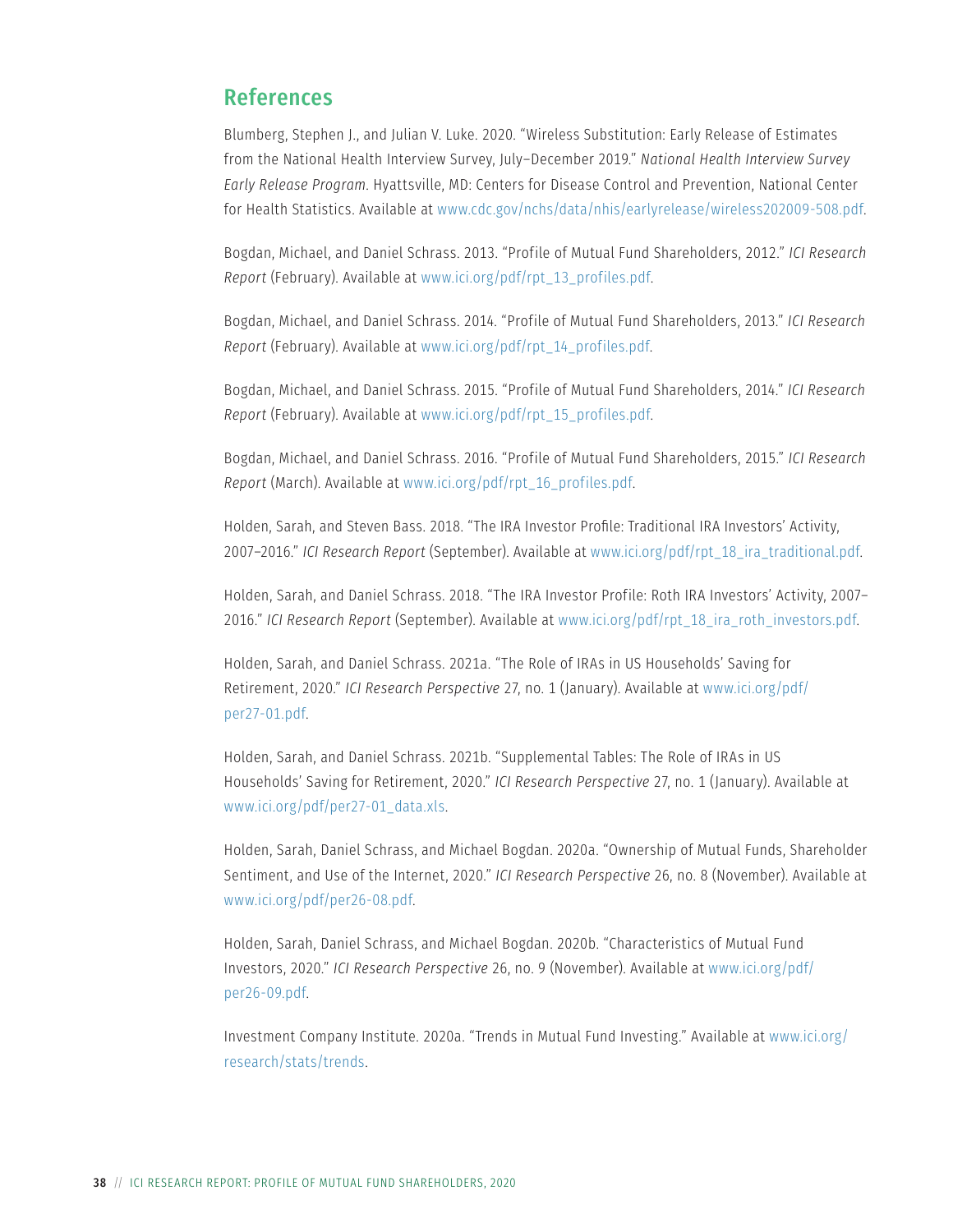## References

Blumberg, Stephen J., and Julian V. Luke. 2020. "Wireless Substitution: Early Release of Estimates from the National Health Interview Survey, July–December 2019." *National Health Interview Survey Early Release Program*. Hyattsville, MD: Centers for Disease Control and Prevention, National Center for Health Statistics. Available at www.cdc.gov/nchs/data/nhis/earlyrelease/wireless202009-508.pdf.

Bogdan, Michael, and Daniel Schrass. 2013. "Profile of Mutual Fund Shareholders, 2012." *ICI Research Report* (February). Available at www.ici.org/pdf/rpt_13_profiles.pdf.

Bogdan, Michael, and Daniel Schrass. 2014. "Profile of Mutual Fund Shareholders, 2013." *ICI Research Report* (February). Available at www.ici.org/pdf/rpt_14_profiles.pdf.

Bogdan, Michael, and Daniel Schrass. 2015. "Profile of Mutual Fund Shareholders, 2014." *ICI Research Report* (February). Available at www.ici.org/pdf/rpt_15_profiles.pdf.

Bogdan, Michael, and Daniel Schrass. 2016. "Profile of Mutual Fund Shareholders, 2015." *ICI Research Report* (March). Available at www.ici.org/pdf/rpt_16_profiles.pdf.

Holden, Sarah, and Steven Bass. 2018. "The IRA Investor Profile: Traditional IRA Investors' Activity, 2007–2016." *ICI Research Report* (September). Available at www.ici.org/pdf/rpt_18_ira_traditional.pdf.

Holden, Sarah, and Daniel Schrass. 2018. "The IRA Investor Profile: Roth IRA Investors' Activity, 2007–2016." *ICI Research Report* (September). Available at www.ici.org/pdf/rpt_18_ira_roth_investors.pdf.

Holden, Sarah, and Daniel Schrass. 2021a. "The Role of IRAs in US Households' Saving for Retirement, 2020." *ICI Research Perspective* 27, no. 1 (January). Available at www.ici.org/pdf/per27-01.pdf.

Holden, Sarah, and Daniel Schrass. 2021b. "Supplemental Tables: The Role of IRAs in US Households' Saving for Retirement, 2020." *ICI Research Perspective* 27, no. 1 (January). Available at www.ici.org/pdf/per27-01_data.xls.

Holden, Sarah, Daniel Schrass, and Michael Bogdan. 2020a. "Ownership of Mutual Funds, Shareholder Sentiment, and Use of the Internet, 2020." *ICI Research Perspective* 26, no. 8 (November). Available at www.ici.org/pdf/per26-08.pdf.

Holden, Sarah, Daniel Schrass, and Michael Bogdan. 2020b. "Characteristics of Mutual Fund Investors, 2020." *ICI Research Perspective* 26, no. 9 (November). Available at www.ici.org/pdf/per26-09.pdf.

Investment Company Institute. 2020a. "Trends in Mutual Fund Investing." Available at www.ici.org/research/stats/trends.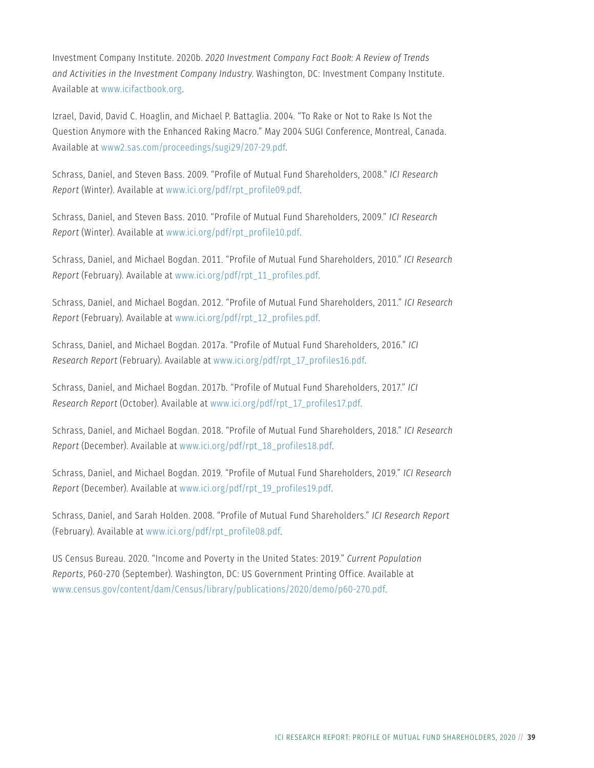Investment Company Institute. 2020b. *2020 Investment Company Fact Book: A Review of Trends and Activities in the Investment Company Industry*. Washington, DC: Investment Company Institute. Available at www.icifactbook.org.

Izrael, David, David C. Hoaglin, and Michael P. Battaglia. 2004. "To Rake or Not to Rake Is Not the Question Anymore with the Enhanced Raking Macro." May 2004 SUGI Conference, Montreal, Canada. Available at www2.sas.com/proceedings/sugi29/207-29.pdf.

Schrass, Daniel, and Steven Bass. 2009. "Profile of Mutual Fund Shareholders, 2008." *ICI Research Report* (Winter). Available at www.ici.org/pdf/rpt_profile09.pdf.

Schrass, Daniel, and Steven Bass. 2010. "Profile of Mutual Fund Shareholders, 2009." *ICI Research Report* (Winter). Available at www.ici.org/pdf/rpt_profile10.pdf.

Schrass, Daniel, and Michael Bogdan. 2011. "Profile of Mutual Fund Shareholders, 2010." *ICI Research Report* (February). Available at www.ici.org/pdf/rpt_11_profiles.pdf.

Schrass, Daniel, and Michael Bogdan. 2012. "Profile of Mutual Fund Shareholders, 2011." *ICI Research Report* (February). Available at www.ici.org/pdf/rpt_12_profiles.pdf.

Schrass, Daniel, and Michael Bogdan. 2017a. "Profile of Mutual Fund Shareholders, 2016." *ICI Research Report* (February). Available at www.ici.org/pdf/rpt_17_profiles16.pdf.

Schrass, Daniel, and Michael Bogdan. 2017b. "Profile of Mutual Fund Shareholders, 2017." *ICI Research Report* (October). Available at www.ici.org/pdf/rpt_17_profiles17.pdf.

Schrass, Daniel, and Michael Bogdan. 2018. "Profile of Mutual Fund Shareholders, 2018." *ICI Research Report* (December). Available at www.ici.org/pdf/rpt_18_profiles18.pdf.

Schrass, Daniel, and Michael Bogdan. 2019. "Profile of Mutual Fund Shareholders, 2019." *ICI Research Report* (December). Available at www.ici.org/pdf/rpt_19_profiles19.pdf.

Schrass, Daniel, and Sarah Holden. 2008. "Profile of Mutual Fund Shareholders." *ICI Research Report* (February). Available at www.ici.org/pdf/rpt_profile08.pdf.

US Census Bureau. 2020. "Income and Poverty in the United States: 2019." *Current Population Reports*, P60-270 (September). Washington, DC: US Government Printing Office. Available at www.census.gov/content/dam/Census/library/publications/2020/demo/p60-270.pdf.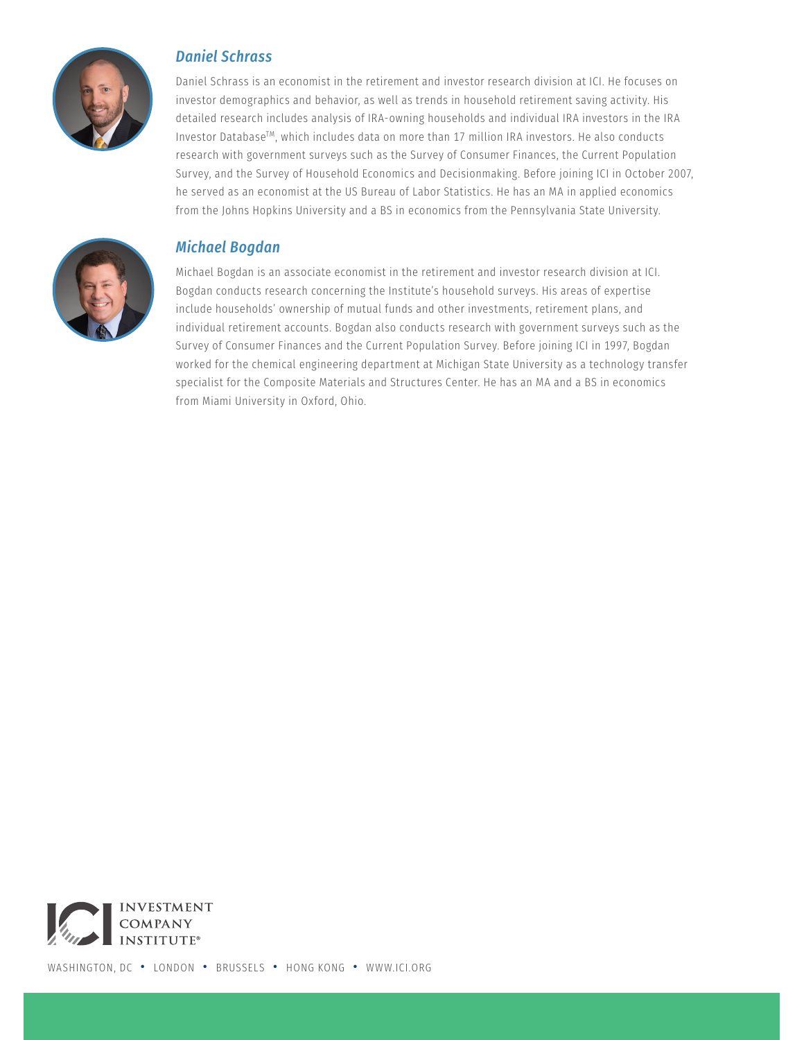### *Daniel Schrass*

Daniel Schrass is an economist in the retirement and investor research division at ICI. He focuses on investor demographics and behavior, as well as trends in household retirement saving activity. His detailed research includes analysis of IRA-owning households and individual IRA investors in the IRA Investor Database™, which includes data on more than 17 million IRA investors. He also conducts research with government surveys such as the Survey of Consumer Finances, the Current Population Survey, and the Survey of Household Economics and Decisionmaking. Before joining ICI in October 2007, he served as an economist at the US Bureau of Labor Statistics. He has an MA in applied economics from the Johns Hopkins University and a BS in economics from the Pennsylvania State University.

### *Michael Bogdan*

Michael Bogdan is an associate economist in the retirement and investor research division at ICI. Bogdan conducts research concerning the Institute's household surveys. His areas of expertise include households' ownership of mutual funds and other investments, retirement plans, and individual retirement accounts. Bogdan also conducts research with government surveys such as the Survey of Consumer Finances and the Current Population Survey. Before joining ICI in 1997, Bogdan worked for the chemical engineering department at Michigan State University as a technology transfer specialist for the Composite Materials and Structures Center. He has an MA and a BS in economics from Miami University in Oxford, Ohio.

INVESTMENT COMPANY INSTITUTE®

WASHINGTON, DC • LONDON • BRUSSELS • HONG KONG • WWW.ICI.ORG